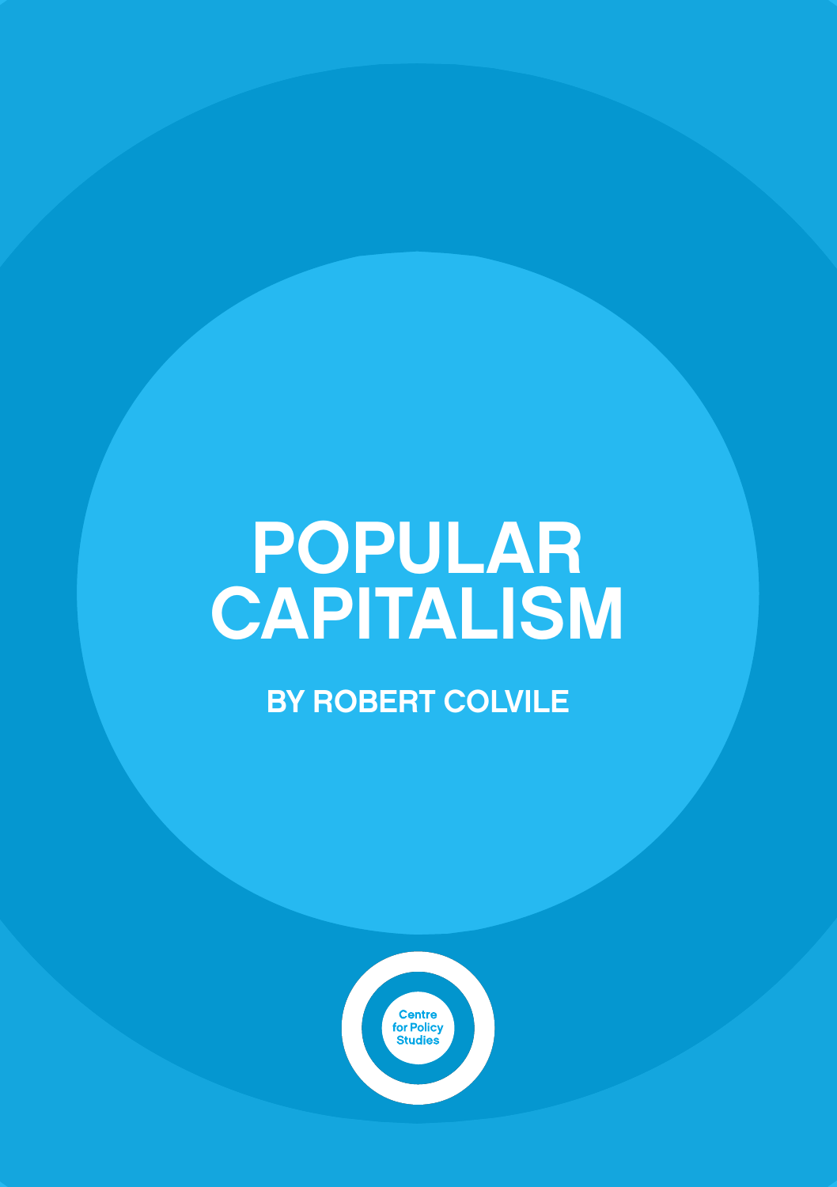# POPULAR CAPITALISM

BY ROBERT COLVILE

Centre for Policy Studies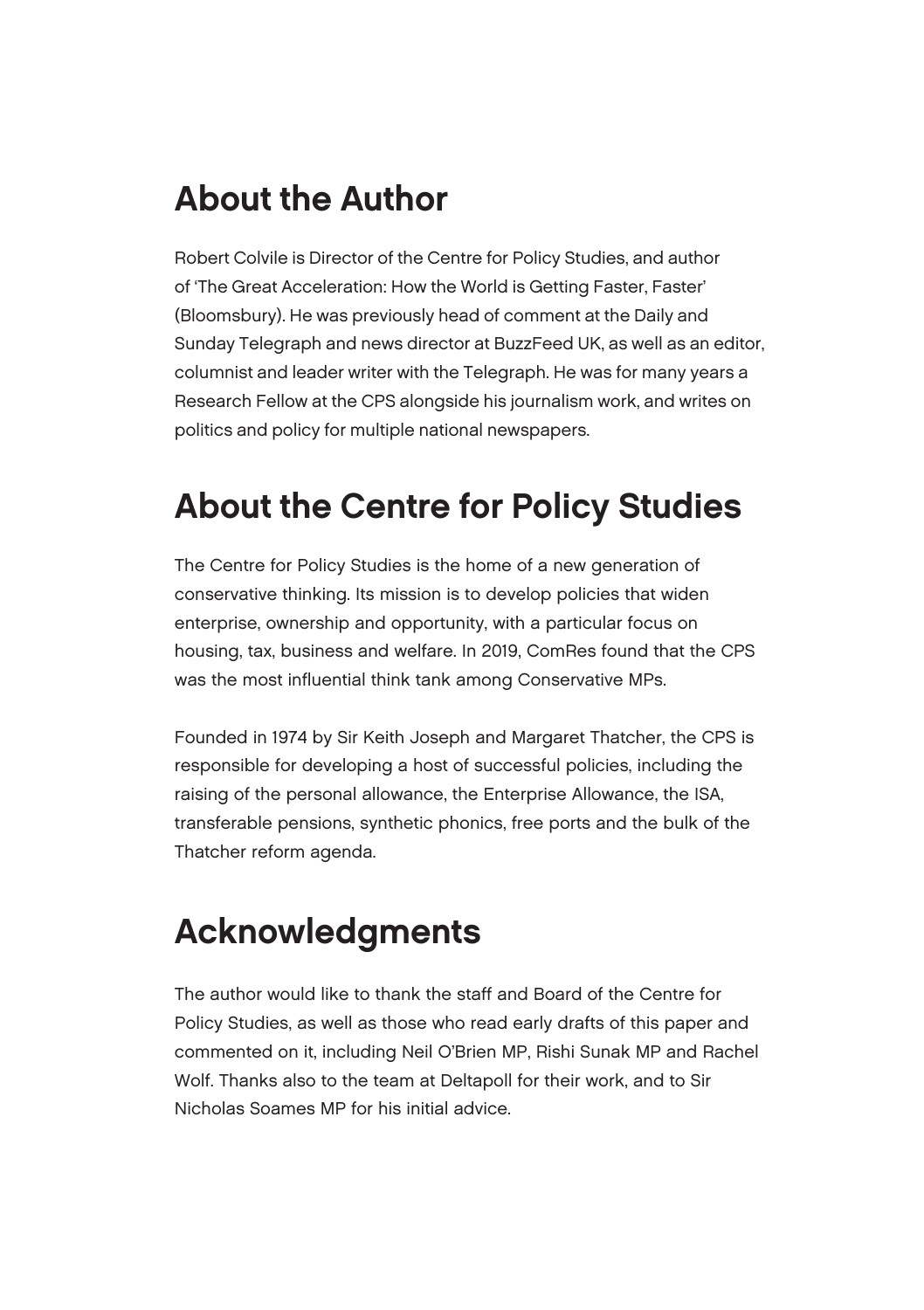## About the Author

Robert Colvile is Director of the Centre for Policy Studies, and author of 'The Great Acceleration: How the World is Getting Faster, Faster' (Bloomsbury). He was previously head of comment at the Daily and Sunday Telegraph and news director at BuzzFeed UK, as well as an editor, columnist and leader writer with the Telegraph. He was for many years a Research Fellow at the CPS alongside his journalism work, and writes on politics and policy for multiple national newspapers.

## About the Centre for Policy Studies

The Centre for Policy Studies is the home of a new generation of conservative thinking. Its mission is to develop policies that widen enterprise, ownership and opportunity, with a particular focus on housing, tax, business and welfare. In 2019, ComRes found that the CPS was the most influential think tank among Conservative MPs.

Founded in 1974 by Sir Keith Joseph and Margaret Thatcher, the CPS is responsible for developing a host of successful policies, including the raising of the personal allowance, the Enterprise Allowance, the ISA, transferable pensions, synthetic phonics, free ports and the bulk of the Thatcher reform agenda.

## Acknowledgments

The author would like to thank the staff and Board of the Centre for Policy Studies, as well as those who read early drafts of this paper and commented on it, including Neil O'Brien MP, Rishi Sunak MP and Rachel Wolf. Thanks also to the team at Deltapoll for their work, and to Sir Nicholas Soames MP for his initial advice.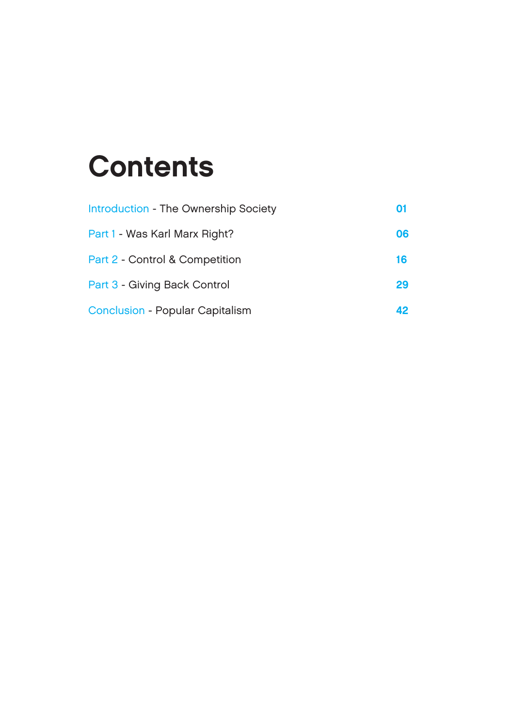# Contents

| | |
|---|---|
| Introduction - The Ownership Society | 01 |
| Part 1 - Was Karl Marx Right? | 06 |
| Part 2 - Control & Competition | 16 |
| Part 3 - Giving Back Control | 29 |
| Conclusion - Popular Capitalism | 42 |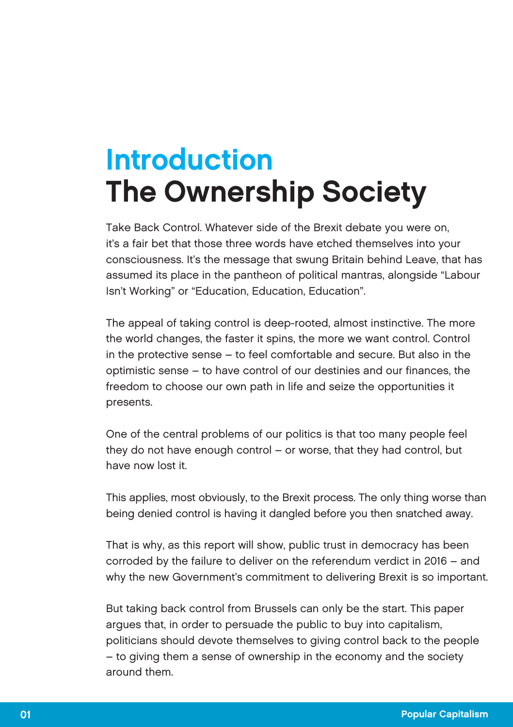# Introduction
# The Ownership Society

Take Back Control. Whatever side of the Brexit debate you were on, it's a fair bet that those three words have etched themselves into your consciousness. It's the message that swung Britain behind Leave, that has assumed its place in the pantheon of political mantras, alongside "Labour Isn't Working" or "Education, Education, Education".

The appeal of taking control is deep-rooted, almost instinctive. The more the world changes, the faster it spins, the more we want control. Control in the protective sense – to feel comfortable and secure. But also in the optimistic sense – to have control of our destinies and our finances, the freedom to choose our own path in life and seize the opportunities it presents.

One of the central problems of our politics is that too many people feel they do not have enough control – or worse, that they had control, but have now lost it.

This applies, most obviously, to the Brexit process. The only thing worse than being denied control is having it dangled before you then snatched away.

That is why, as this report will show, public trust in democracy has been corroded by the failure to deliver on the referendum verdict in 2016 – and why the new Government's commitment to delivering Brexit is so important.

But taking back control from Brussels can only be the start. This paper argues that, in order to persuade the public to buy into capitalism, politicians should devote themselves to giving control back to the people – to giving them a sense of ownership in the economy and the society around them.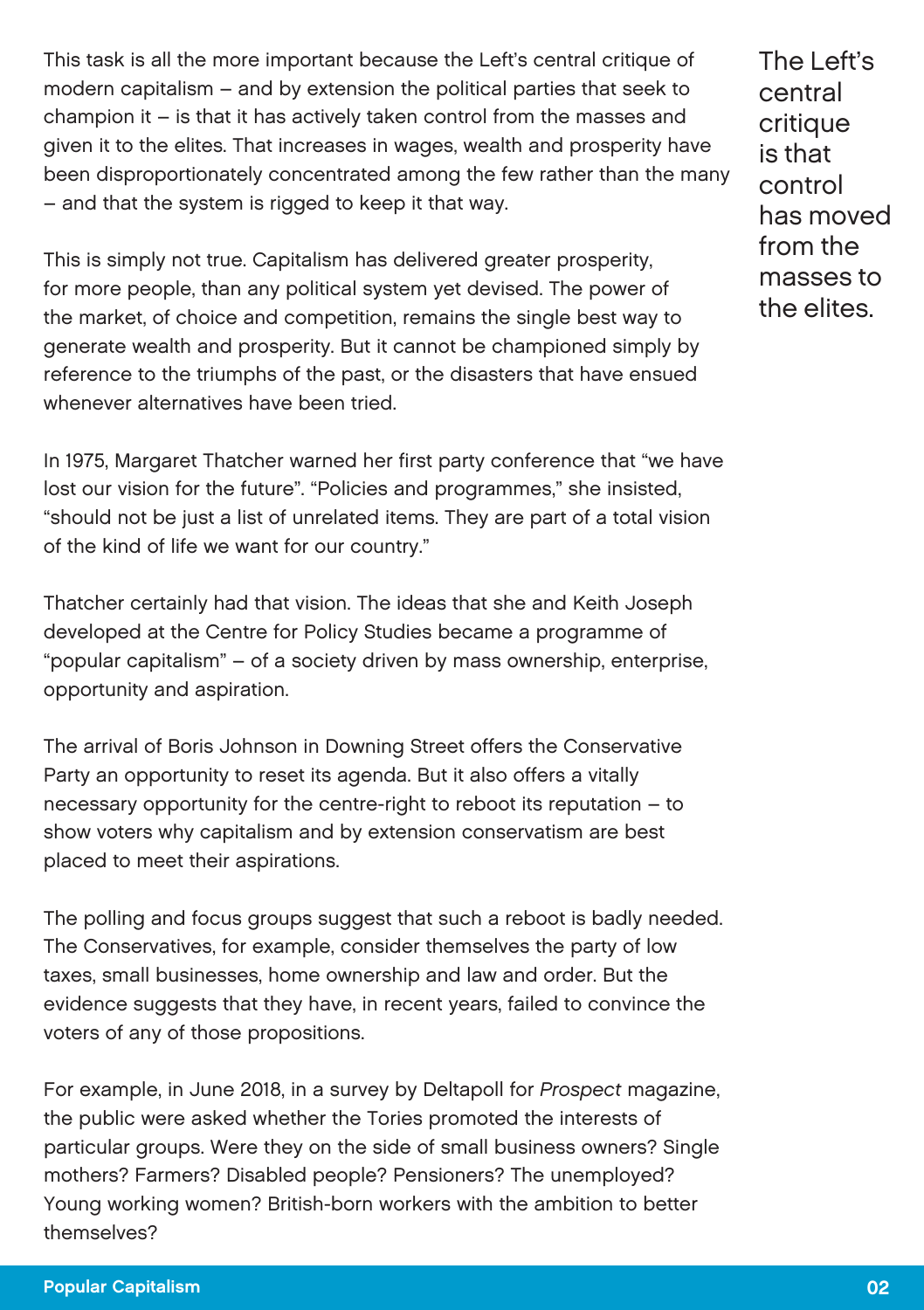This task is all the more important because the Left's central critique of modern capitalism – and by extension the political parties that seek to champion it – is that it has actively taken control from the masses and given it to the elites. That increases in wages, wealth and prosperity have been disproportionately concentrated among the few rather than the many – and that the system is rigged to keep it that way.

The Left's central critique is that control has moved from the masses to the elites.

This is simply not true. Capitalism has delivered greater prosperity, for more people, than any political system yet devised. The power of the market, of choice and competition, remains the single best way to generate wealth and prosperity. But it cannot be championed simply by reference to the triumphs of the past, or the disasters that have ensued whenever alternatives have been tried.

In 1975, Margaret Thatcher warned her first party conference that "we have lost our vision for the future". "Policies and programmes," she insisted, "should not be just a list of unrelated items. They are part of a total vision of the kind of life we want for our country."

Thatcher certainly had that vision. The ideas that she and Keith Joseph developed at the Centre for Policy Studies became a programme of "popular capitalism" – of a society driven by mass ownership, enterprise, opportunity and aspiration.

The arrival of Boris Johnson in Downing Street offers the Conservative Party an opportunity to reset its agenda. But it also offers a vitally necessary opportunity for the centre-right to reboot its reputation – to show voters why capitalism and by extension conservatism are best placed to meet their aspirations.

The polling and focus groups suggest that such a reboot is badly needed. The Conservatives, for example, consider themselves the party of low taxes, small businesses, home ownership and law and order. But the evidence suggests that they have, in recent years, failed to convince the voters of any of those propositions.

For example, in June 2018, in a survey by Deltapoll for *Prospect* magazine, the public were asked whether the Tories promoted the interests of particular groups. Were they on the side of small business owners? Single mothers? Farmers? Disabled people? Pensioners? The unemployed? Young working women? British-born workers with the ambition to better themselves?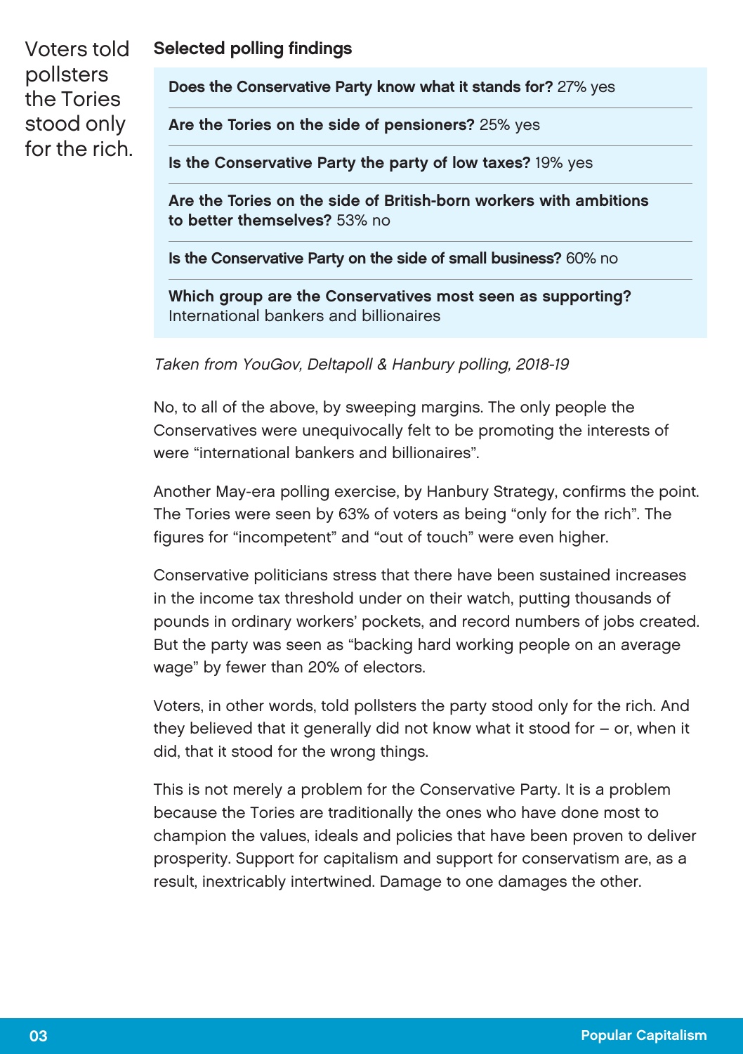Voters told pollsters the Tories stood only for the rich.

**Selected polling findings**

**Does the Conservative Party know what it stands for?** 27% yes

**Are the Tories on the side of pensioners?** 25% yes

**Is the Conservative Party the party of low taxes?** 19% yes

**Are the Tories on the side of British-born workers with ambitions to better themselves?** 53% no

**Is the Conservative Party on the side of small business?** 60% no

**Which group are the Conservatives most seen as supporting?** International bankers and billionaires

*Taken from YouGov, Deltapoll & Hanbury polling, 2018-19*

No, to all of the above, by sweeping margins. The only people the Conservatives were unequivocally felt to be promoting the interests of were "international bankers and billionaires".

Another May-era polling exercise, by Hanbury Strategy, confirms the point. The Tories were seen by 63% of voters as being "only for the rich". The figures for "incompetent" and "out of touch" were even higher.

Conservative politicians stress that there have been sustained increases in the income tax threshold under on their watch, putting thousands of pounds in ordinary workers' pockets, and record numbers of jobs created. But the party was seen as "backing hard working people on an average wage" by fewer than 20% of electors.

Voters, in other words, told pollsters the party stood only for the rich. And they believed that it generally did not know what it stood for – or, when it did, that it stood for the wrong things.

This is not merely a problem for the Conservative Party. It is a problem because the Tories are traditionally the ones who have done most to champion the values, ideals and policies that have been proven to deliver prosperity. Support for capitalism and support for conservatism are, as a result, inextricably intertwined. Damage to one damages the other.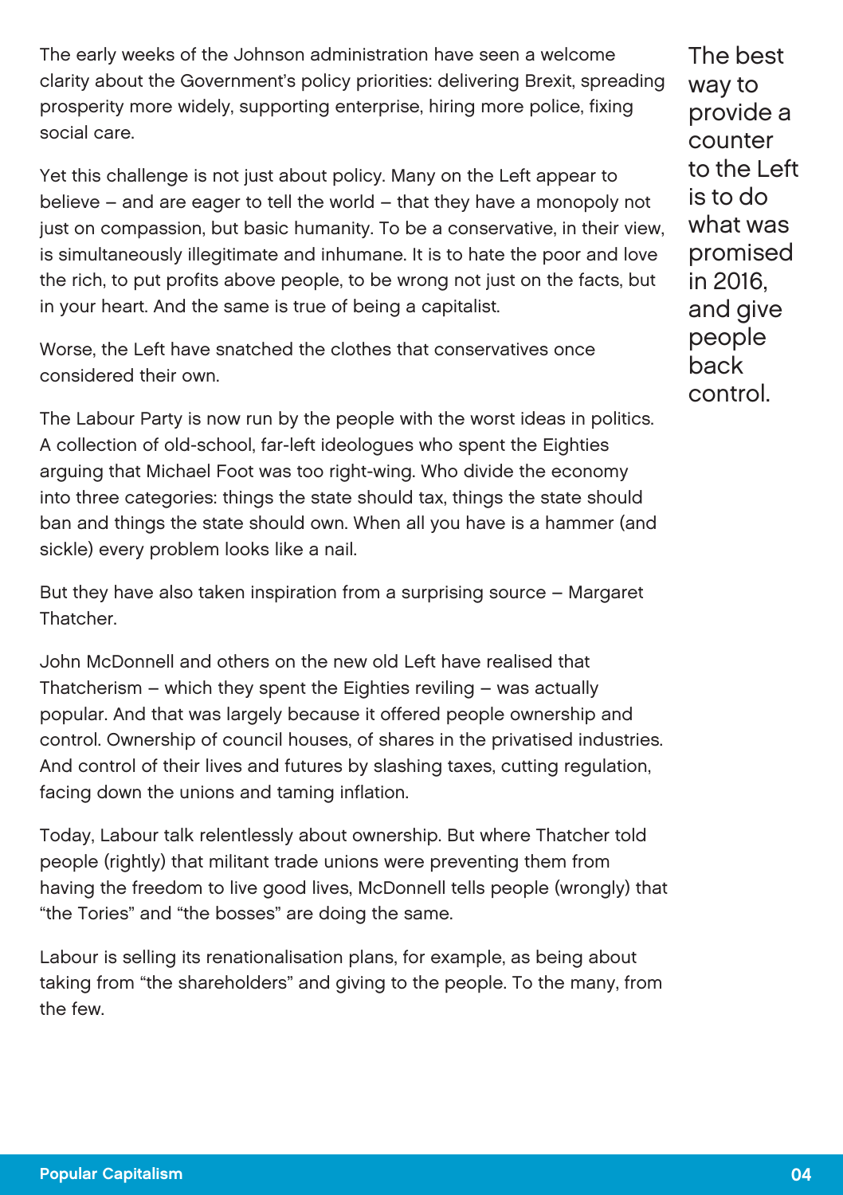The early weeks of the Johnson administration have seen a welcome clarity about the Government's policy priorities: delivering Brexit, spreading prosperity more widely, supporting enterprise, hiring more police, fixing social care.

Yet this challenge is not just about policy. Many on the Left appear to believe – and are eager to tell the world – that they have a monopoly not just on compassion, but basic humanity. To be a conservative, in their view, is simultaneously illegitimate and inhumane. It is to hate the poor and love the rich, to put profits above people, to be wrong not just on the facts, but in your heart. And the same is true of being a capitalist.

Worse, the Left have snatched the clothes that conservatives once considered their own.

> The best way to provide a counter to the Left is to do what was promised in 2016, and give people back control.

The Labour Party is now run by the people with the worst ideas in politics. A collection of old-school, far-left ideologues who spent the Eighties arguing that Michael Foot was too right-wing. Who divide the economy into three categories: things the state should tax, things the state should ban and things the state should own. When all you have is a hammer (and sickle) every problem looks like a nail.

But they have also taken inspiration from a surprising source – Margaret Thatcher.

John McDonnell and others on the new old Left have realised that Thatcherism – which they spent the Eighties reviling – was actually popular. And that was largely because it offered people ownership and control. Ownership of council houses, of shares in the privatised industries. And control of their lives and futures by slashing taxes, cutting regulation, facing down the unions and taming inflation.

Today, Labour talk relentlessly about ownership. But where Thatcher told people (rightly) that militant trade unions were preventing them from having the freedom to live good lives, McDonnell tells people (wrongly) that "the Tories" and "the bosses" are doing the same.

Labour is selling its renationalisation plans, for example, as being about taking from "the shareholders" and giving to the people. To the many, from the few.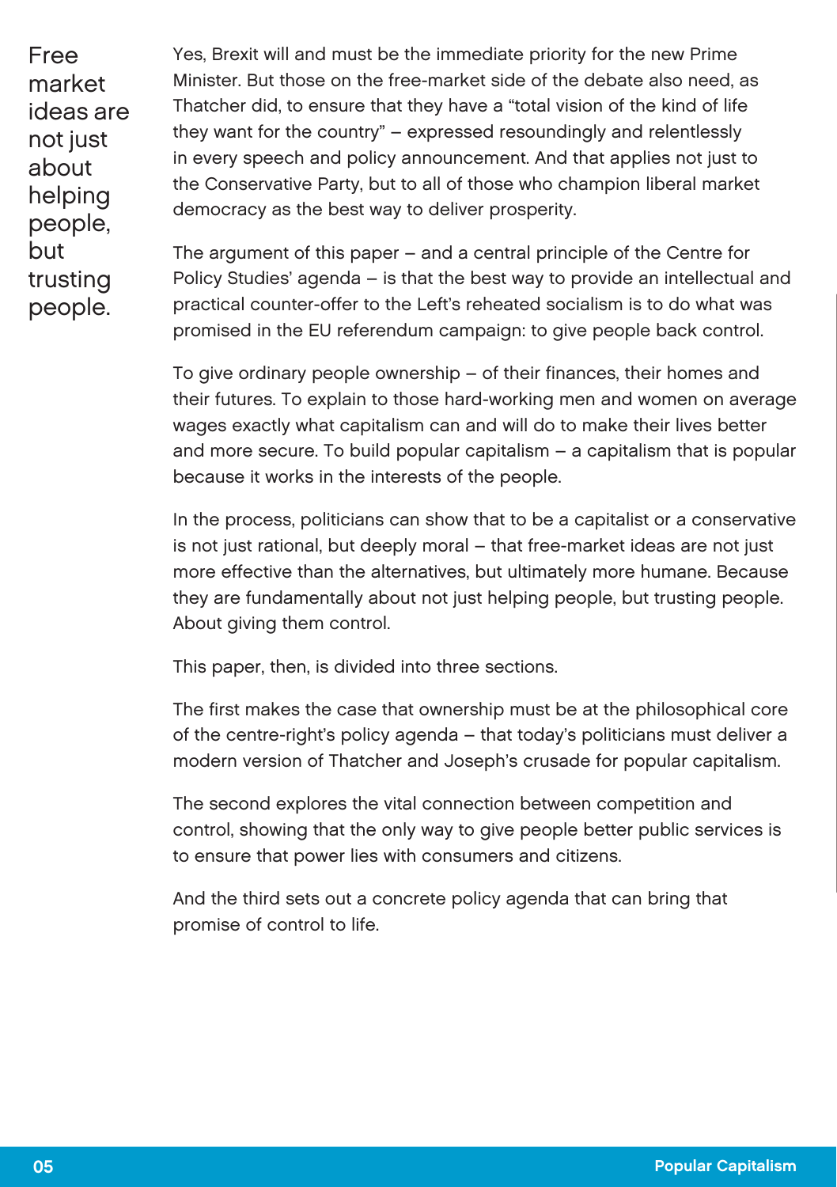> Free market ideas are not just about helping people, but trusting people.

Yes, Brexit will and must be the immediate priority for the new Prime Minister. But those on the free-market side of the debate also need, as Thatcher did, to ensure that they have a "total vision of the kind of life they want for the country" – expressed resoundingly and relentlessly in every speech and policy announcement. And that applies not just to the Conservative Party, but to all of those who champion liberal market democracy as the best way to deliver prosperity.

The argument of this paper – and a central principle of the Centre for Policy Studies' agenda – is that the best way to provide an intellectual and practical counter-offer to the Left's reheated socialism is to do what was promised in the EU referendum campaign: to give people back control.

To give ordinary people ownership – of their finances, their homes and their futures. To explain to those hard-working men and women on average wages exactly what capitalism can and will do to make their lives better and more secure. To build popular capitalism – a capitalism that is popular because it works in the interests of the people.

In the process, politicians can show that to be a capitalist or a conservative is not just rational, but deeply moral – that free-market ideas are not just more effective than the alternatives, but ultimately more humane. Because they are fundamentally about not just helping people, but trusting people. About giving them control.

This paper, then, is divided into three sections.

The first makes the case that ownership must be at the philosophical core of the centre-right's policy agenda – that today's politicians must deliver a modern version of Thatcher and Joseph's crusade for popular capitalism.

The second explores the vital connection between competition and control, showing that the only way to give people better public services is to ensure that power lies with consumers and citizens.

And the third sets out a concrete policy agenda that can bring that promise of control to life.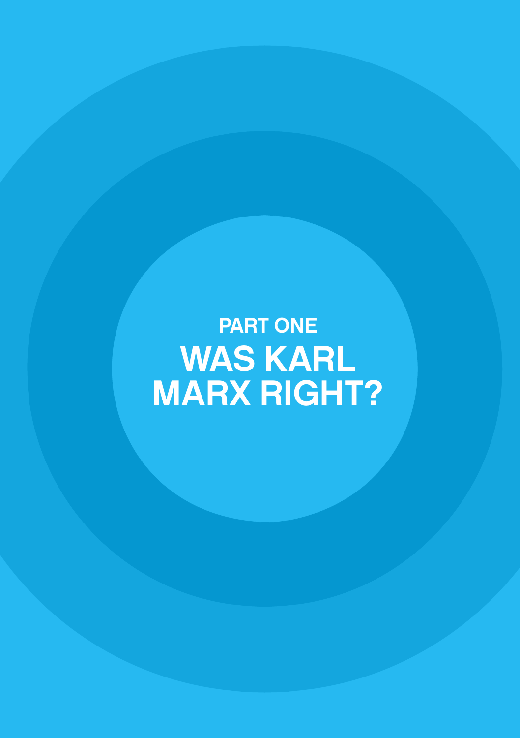## PART ONE

# WAS KARL MARX RIGHT?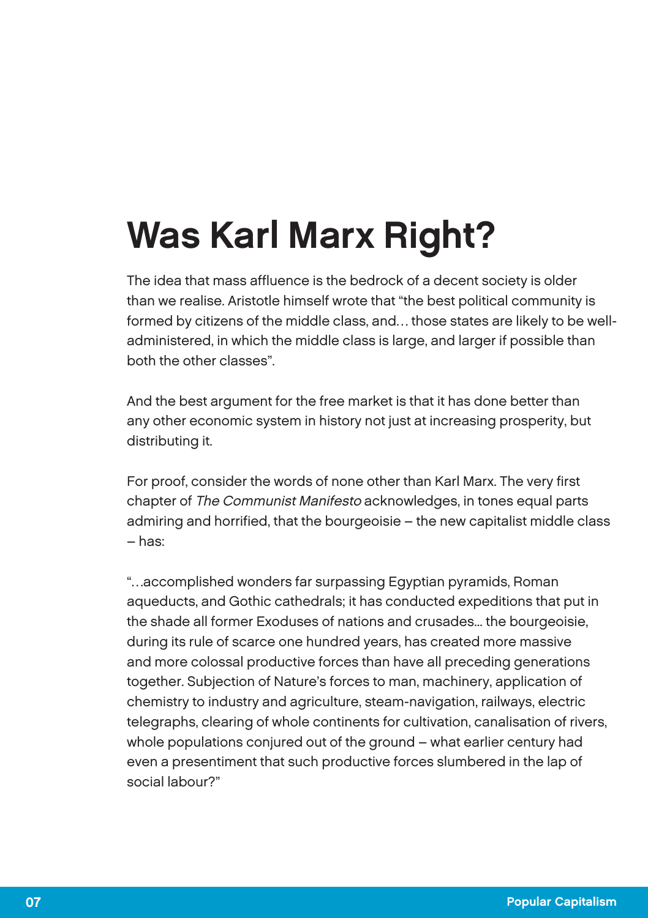# Was Karl Marx Right?

The idea that mass affluence is the bedrock of a decent society is older than we realise. Aristotle himself wrote that "the best political community is formed by citizens of the middle class, and… those states are likely to be well-administered, in which the middle class is large, and larger if possible than both the other classes".

And the best argument for the free market is that it has done better than any other economic system in history not just at increasing prosperity, but distributing it.

For proof, consider the words of none other than Karl Marx. The very first chapter of *The Communist Manifesto* acknowledges, in tones equal parts admiring and horrified, that the bourgeoisie – the new capitalist middle class – has:

"…accomplished wonders far surpassing Egyptian pyramids, Roman aqueducts, and Gothic cathedrals; it has conducted expeditions that put in the shade all former Exoduses of nations and crusades… the bourgeoisie, during its rule of scarce one hundred years, has created more massive and more colossal productive forces than have all preceding generations together. Subjection of Nature's forces to man, machinery, application of chemistry to industry and agriculture, steam-navigation, railways, electric telegraphs, clearing of whole continents for cultivation, canalisation of rivers, whole populations conjured out of the ground – what earlier century had even a presentiment that such productive forces slumbered in the lap of social labour?"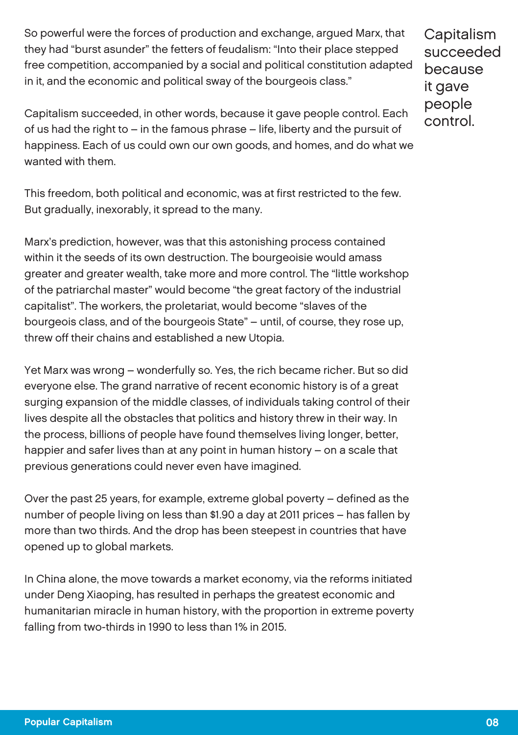So powerful were the forces of production and exchange, argued Marx, that they had "burst asunder" the fetters of feudalism: "Into their place stepped free competition, accompanied by a social and political constitution adapted in it, and the economic and political sway of the bourgeois class."

Capitalism succeeded, in other words, because it gave people control. Each of us had the right to – in the famous phrase – life, liberty and the pursuit of happiness. Each of us could own our own goods, and homes, and do what we wanted with them.

> Capitalism succeeded because it gave people control.

This freedom, both political and economic, was at first restricted to the few. But gradually, inexorably, it spread to the many.

Marx's prediction, however, was that this astonishing process contained within it the seeds of its own destruction. The bourgeoisie would amass greater and greater wealth, take more and more control. The "little workshop of the patriarchal master" would become "the great factory of the industrial capitalist". The workers, the proletariat, would become "slaves of the bourgeois class, and of the bourgeois State" – until, of course, they rose up, threw off their chains and established a new Utopia.

Yet Marx was wrong – wonderfully so. Yes, the rich became richer. But so did everyone else. The grand narrative of recent economic history is of a great surging expansion of the middle classes, of individuals taking control of their lives despite all the obstacles that politics and history threw in their way. In the process, billions of people have found themselves living longer, better, happier and safer lives than at any point in human history – on a scale that previous generations could never even have imagined.

Over the past 25 years, for example, extreme global poverty – defined as the number of people living on less than $1.90 a day at 2011 prices – has fallen by more than two thirds. And the drop has been steepest in countries that have opened up to global markets.

In China alone, the move towards a market economy, via the reforms initiated under Deng Xiaoping, has resulted in perhaps the greatest economic and humanitarian miracle in human history, with the proportion in extreme poverty falling from two-thirds in 1990 to less than 1% in 2015.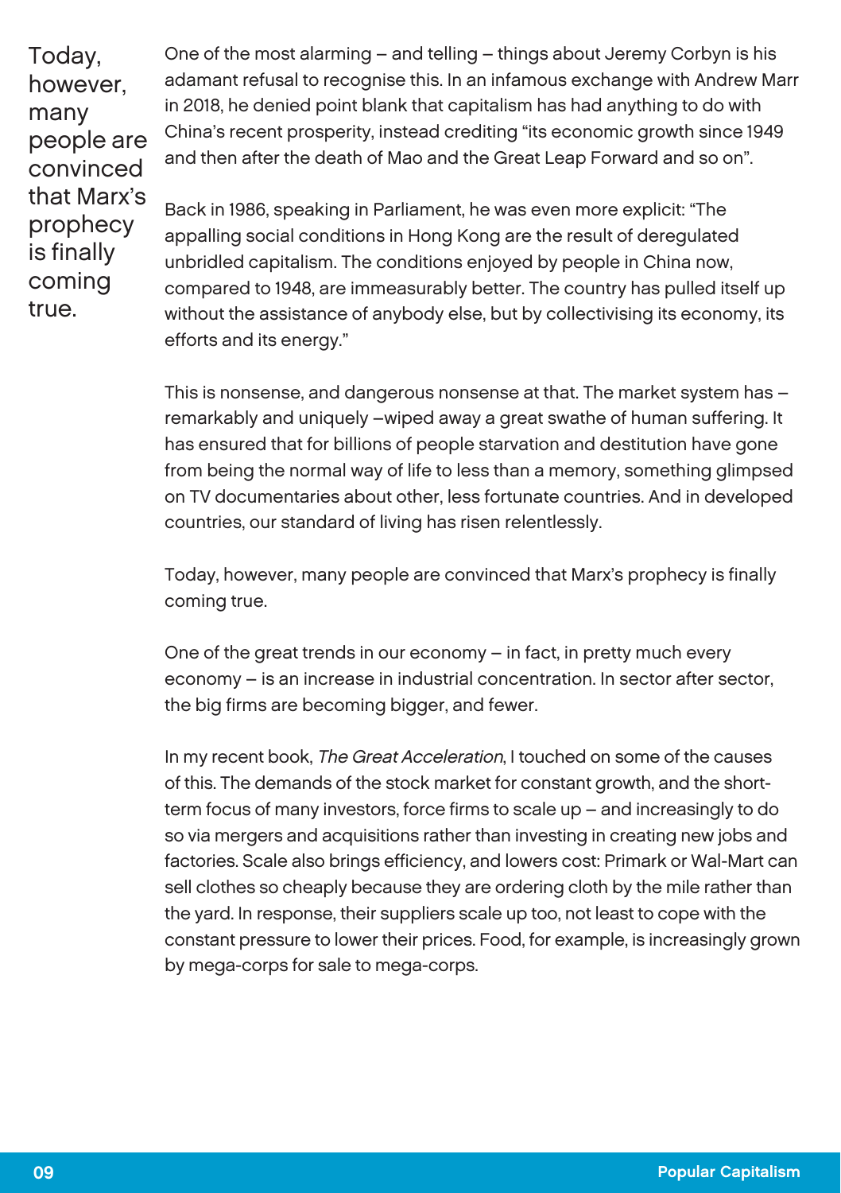> Today, however, many people are convinced that Marx's prophecy is finally coming true.

One of the most alarming – and telling – things about Jeremy Corbyn is his adamant refusal to recognise this. In an infamous exchange with Andrew Marr in 2018, he denied point blank that capitalism has had anything to do with China's recent prosperity, instead crediting "its economic growth since 1949 and then after the death of Mao and the Great Leap Forward and so on".

Back in 1986, speaking in Parliament, he was even more explicit: "The appalling social conditions in Hong Kong are the result of deregulated unbridled capitalism. The conditions enjoyed by people in China now, compared to 1948, are immeasurably better. The country has pulled itself up without the assistance of anybody else, but by collectivising its economy, its efforts and its energy."

This is nonsense, and dangerous nonsense at that. The market system has – remarkably and uniquely –wiped away a great swathe of human suffering. It has ensured that for billions of people starvation and destitution have gone from being the normal way of life to less than a memory, something glimpsed on TV documentaries about other, less fortunate countries. And in developed countries, our standard of living has risen relentlessly.

Today, however, many people are convinced that Marx's prophecy is finally coming true.

One of the great trends in our economy – in fact, in pretty much every economy – is an increase in industrial concentration. In sector after sector, the big firms are becoming bigger, and fewer.

In my recent book, *The Great Acceleration*, I touched on some of the causes of this. The demands of the stock market for constant growth, and the short-term focus of many investors, force firms to scale up – and increasingly to do so via mergers and acquisitions rather than investing in creating new jobs and factories. Scale also brings efficiency, and lowers cost: Primark or Wal-Mart can sell clothes so cheaply because they are ordering cloth by the mile rather than the yard. In response, their suppliers scale up too, not least to cope with the constant pressure to lower their prices. Food, for example, is increasingly grown by mega-corps for sale to mega-corps.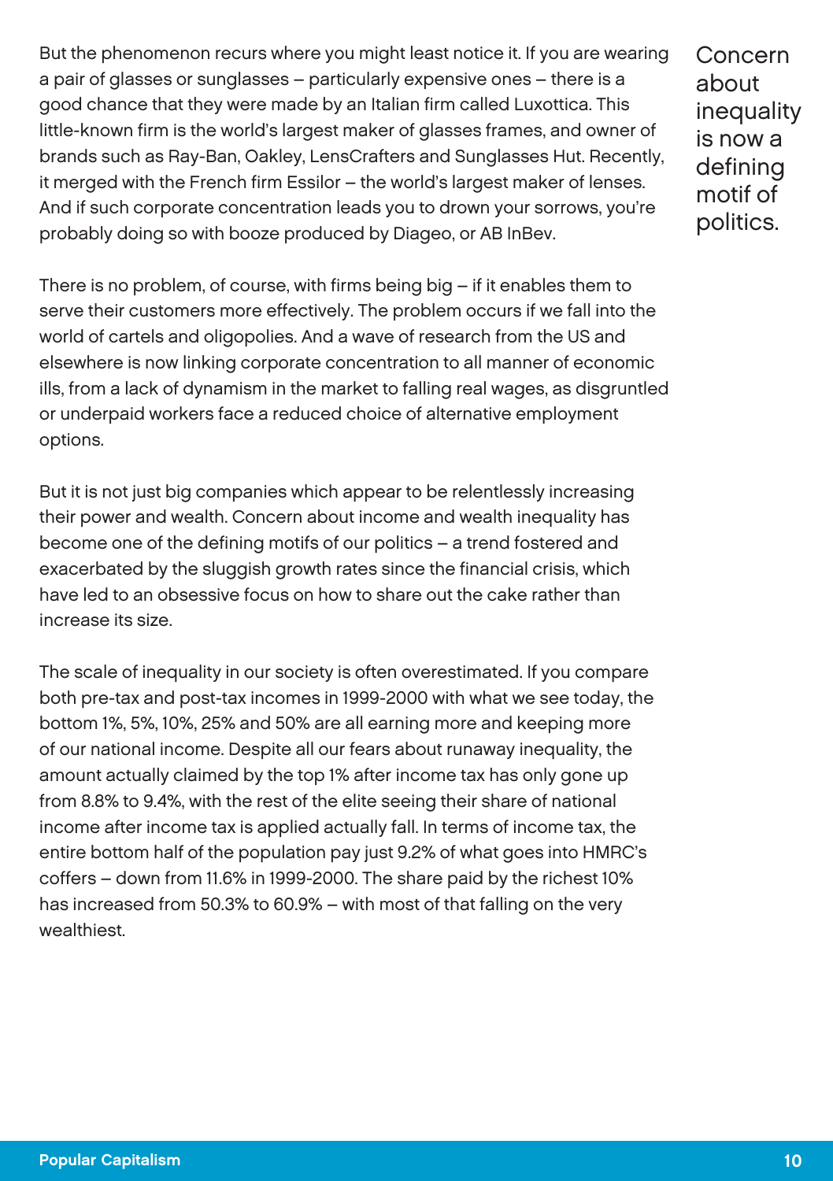But the phenomenon recurs where you might least notice it. If you are wearing a pair of glasses or sunglasses – particularly expensive ones – there is a good chance that they were made by an Italian firm called Luxottica. This little-known firm is the world's largest maker of glasses frames, and owner of brands such as Ray-Ban, Oakley, LensCrafters and Sunglasses Hut. Recently, it merged with the French firm Essilor – the world's largest maker of lenses. And if such corporate concentration leads you to drown your sorrows, you're probably doing so with booze produced by Diageo, or AB InBev.

There is no problem, of course, with firms being big – if it enables them to serve their customers more effectively. The problem occurs if we fall into the world of cartels and oligopolies. And a wave of research from the US and elsewhere is now linking corporate concentration to all manner of economic ills, from a lack of dynamism in the market to falling real wages, as disgruntled or underpaid workers face a reduced choice of alternative employment options.

Concern about inequality is now a defining motif of politics.

But it is not just big companies which appear to be relentlessly increasing their power and wealth. Concern about income and wealth inequality has become one of the defining motifs of our politics – a trend fostered and exacerbated by the sluggish growth rates since the financial crisis, which have led to an obsessive focus on how to share out the cake rather than increase its size.

The scale of inequality in our society is often overestimated. If you compare both pre-tax and post-tax incomes in 1999-2000 with what we see today, the bottom 1%, 5%, 10%, 25% and 50% are all earning more and keeping more of our national income. Despite all our fears about runaway inequality, the amount actually claimed by the top 1% after income tax has only gone up from 8.8% to 9.4%, with the rest of the elite seeing their share of national income after income tax is applied actually fall. In terms of income tax, the entire bottom half of the population pay just 9.2% of what goes into HMRC's coffers – down from 11.6% in 1999-2000. The share paid by the richest 10% has increased from 50.3% to 60.9% – with most of that falling on the very wealthiest.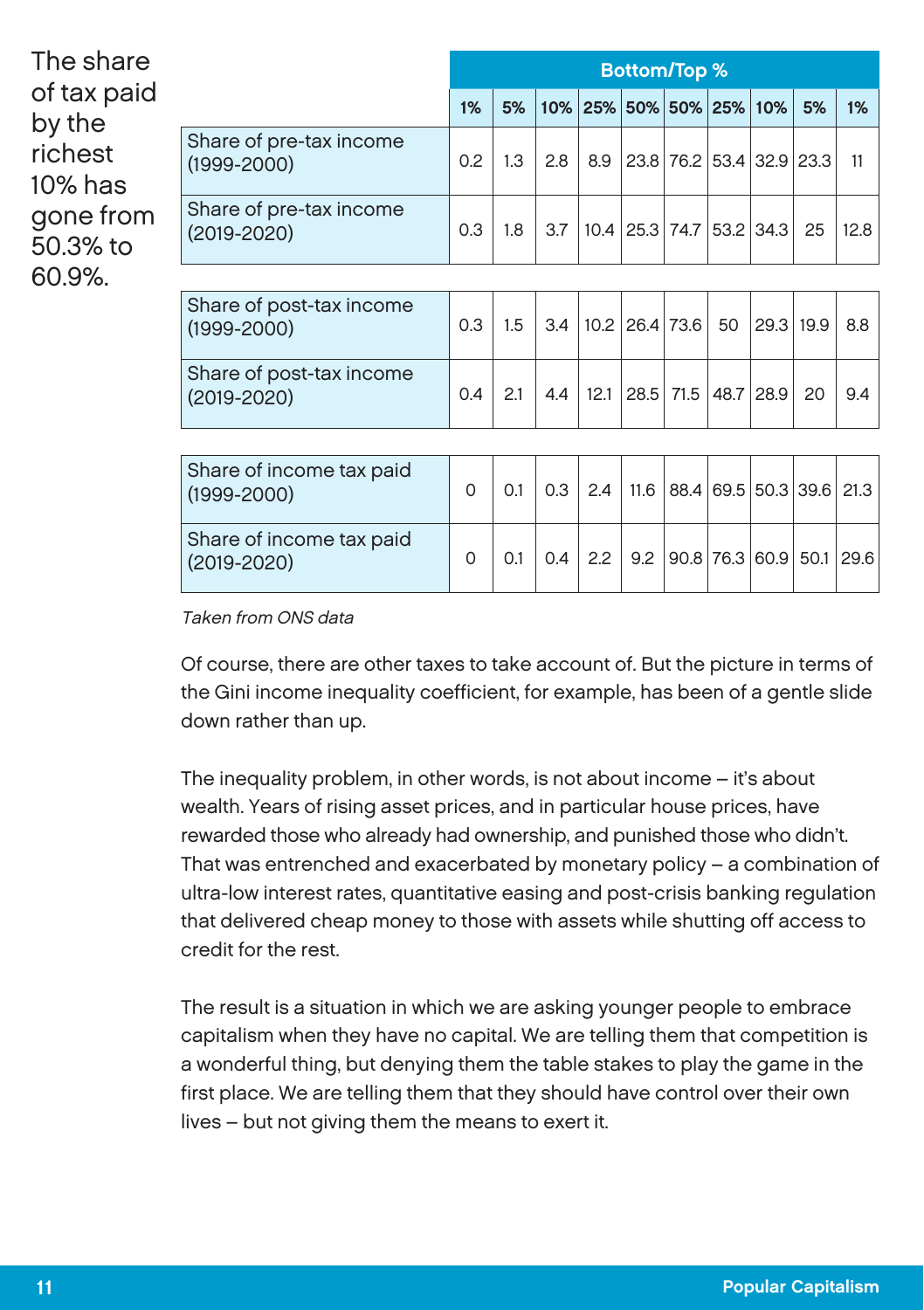The share of tax paid by the richest 10% has gone from 50.3% to 60.9%.

| | Bottom/Top % | | | | | | | | | |
|---|---|---|---|---|---|---|---|---|---|---|
| | 1% | 5% | 10% | 25% | 50% | 50% | 25% | 10% | 5% | 1% |
| Share of pre-tax income (1999-2000) | 0.2 | 1.3 | 2.8 | 8.9 | 23.8 | 76.2 | 53.4 | 32.9 | 23.3 | 11 |
| Share of pre-tax income (2019-2020) | 0.3 | 1.8 | 3.7 | 10.4 | 25.3 | 74.7 | 53.2 | 34.3 | 25 | 12.8 |
| Share of post-tax income (1999-2000) | 0.3 | 1.5 | 3.4 | 10.2 | 26.4 | 73.6 | 50 | 29.3 | 19.9 | 8.8 |
| Share of post-tax income (2019-2020) | 0.4 | 2.1 | 4.4 | 12.1 | 28.5 | 71.5 | 48.7 | 28.9 | 20 | 9.4 |
| Share of income tax paid (1999-2000) | 0 | 0.1 | 0.3 | 2.4 | 11.6 | 88.4 | 69.5 | 50.3 | 39.6 | 21.3 |
| Share of income tax paid (2019-2020) | 0 | 0.1 | 0.4 | 2.2 | 9.2 | 90.8 | 76.3 | 60.9 | 50.1 | 29.6 |

*Taken from ONS data*

Of course, there are other taxes to take account of. But the picture in terms of the Gini income inequality coefficient, for example, has been of a gentle slide down rather than up.

The inequality problem, in other words, is not about income – it's about wealth. Years of rising asset prices, and in particular house prices, have rewarded those who already had ownership, and punished those who didn't. That was entrenched and exacerbated by monetary policy – a combination of ultra-low interest rates, quantitative easing and post-crisis banking regulation that delivered cheap money to those with assets while shutting off access to credit for the rest.

The result is a situation in which we are asking younger people to embrace capitalism when they have no capital. We are telling them that competition is a wonderful thing, but denying them the table stakes to play the game in the first place. We are telling them that they should have control over their own lives – but not giving them the means to exert it.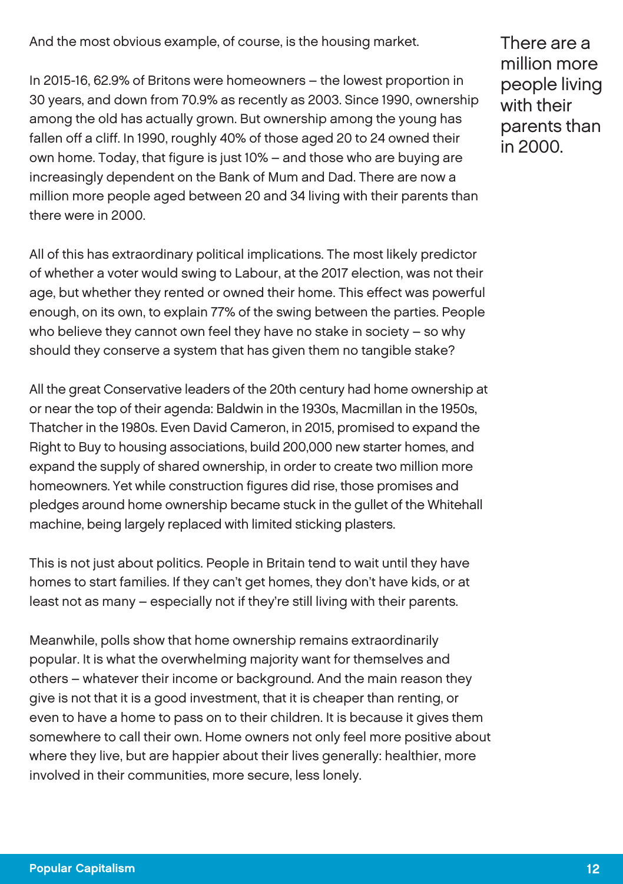And the most obvious example, of course, is the housing market.

In 2015-16, 62.9% of Britons were homeowners – the lowest proportion in 30 years, and down from 70.9% as recently as 2003. Since 1990, ownership among the old has actually grown. But ownership among the young has fallen off a cliff. In 1990, roughly 40% of those aged 20 to 24 owned their own home. Today, that figure is just 10% – and those who are buying are increasingly dependent on the Bank of Mum and Dad. There are now a million more people aged between 20 and 34 living with their parents than there were in 2000.

> There are a million more people living with their parents than in 2000.

All of this has extraordinary political implications. The most likely predictor of whether a voter would swing to Labour, at the 2017 election, was not their age, but whether they rented or owned their home. This effect was powerful enough, on its own, to explain 77% of the swing between the parties. People who believe they cannot own feel they have no stake in society – so why should they conserve a system that has given them no tangible stake?

All the great Conservative leaders of the 20th century had home ownership at or near the top of their agenda: Baldwin in the 1930s, Macmillan in the 1950s, Thatcher in the 1980s. Even David Cameron, in 2015, promised to expand the Right to Buy to housing associations, build 200,000 new starter homes, and expand the supply of shared ownership, in order to create two million more homeowners. Yet while construction figures did rise, those promises and pledges around home ownership became stuck in the gullet of the Whitehall machine, being largely replaced with limited sticking plasters.

This is not just about politics. People in Britain tend to wait until they have homes to start families. If they can't get homes, they don't have kids, or at least not as many – especially not if they're still living with their parents.

Meanwhile, polls show that home ownership remains extraordinarily popular. It is what the overwhelming majority want for themselves and others – whatever their income or background. And the main reason they give is not that it is a good investment, that it is cheaper than renting, or even to have a home to pass on to their children. It is because it gives them somewhere to call their own. Home owners not only feel more positive about where they live, but are happier about their lives generally: healthier, more involved in their communities, more secure, less lonely.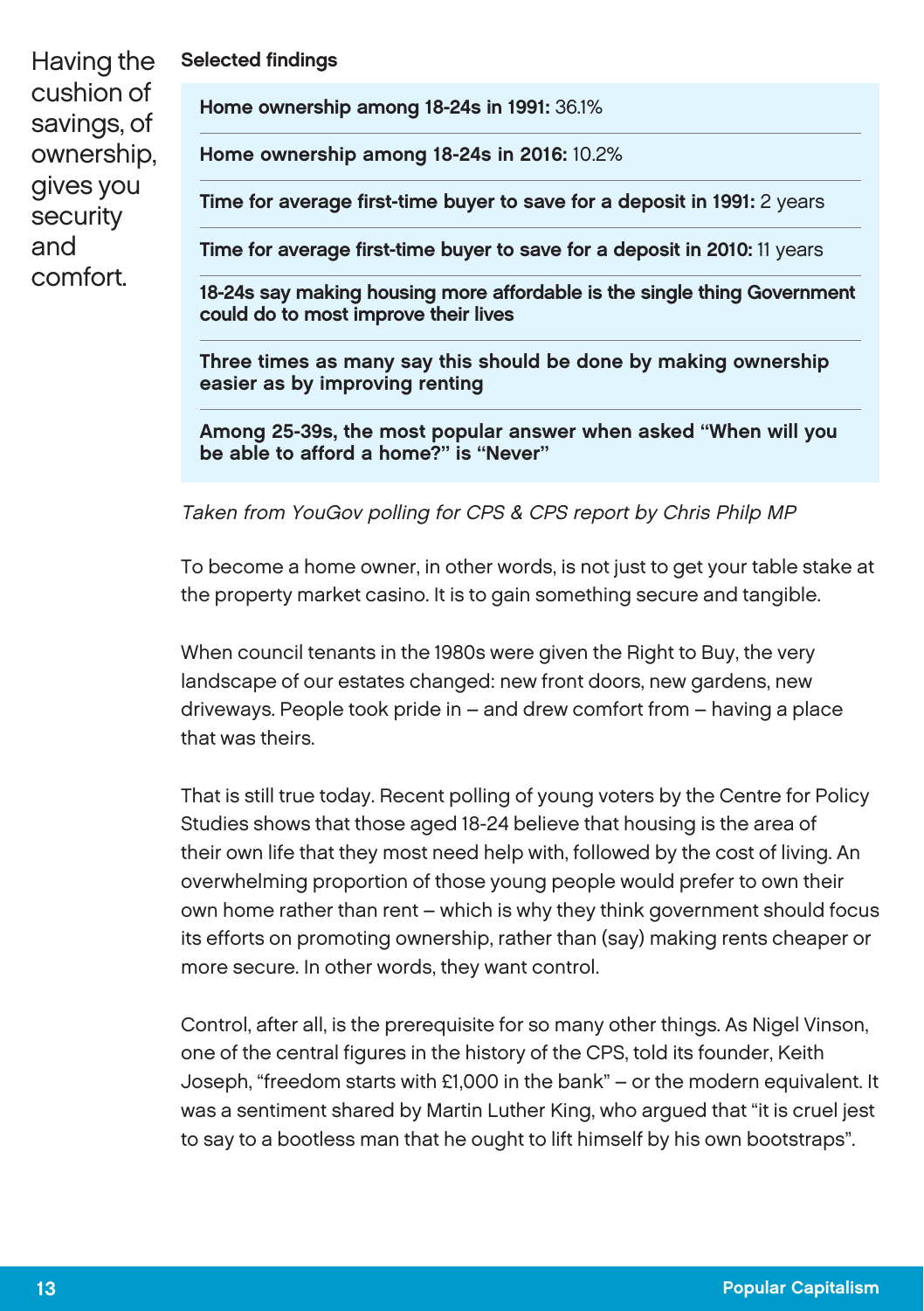Having the cushion of savings, of ownership, gives you security and comfort.

**Selected findings**

**Home ownership among 18-24s in 1991:** 36.1%

**Home ownership among 18-24s in 2016:** 10.2%

**Time for average first-time buyer to save for a deposit in 1991:** 2 years

**Time for average first-time buyer to save for a deposit in 2010:** 11 years

**18-24s say making housing more affordable is the single thing Government could do to most improve their lives**

**Three times as many say this should be done by making ownership easier as by improving renting**

**Among 25-39s, the most popular answer when asked "When will you be able to afford a home?" is "Never"**

*Taken from YouGov polling for CPS & CPS report by Chris Philp MP*

To become a home owner, in other words, is not just to get your table stake at the property market casino. It is to gain something secure and tangible.

When council tenants in the 1980s were given the Right to Buy, the very landscape of our estates changed: new front doors, new gardens, new driveways. People took pride in – and drew comfort from – having a place that was theirs.

That is still true today. Recent polling of young voters by the Centre for Policy Studies shows that those aged 18-24 believe that housing is the area of their own life that they most need help with, followed by the cost of living. An overwhelming proportion of those young people would prefer to own their own home rather than rent – which is why they think government should focus its efforts on promoting ownership, rather than (say) making rents cheaper or more secure. In other words, they want control.

Control, after all, is the prerequisite for so many other things. As Nigel Vinson, one of the central figures in the history of the CPS, told its founder, Keith Joseph, "freedom starts with £1,000 in the bank" – or the modern equivalent. It was a sentiment shared by Martin Luther King, who argued that "it is cruel jest to say to a bootless man that he ought to lift himself by his own bootstraps".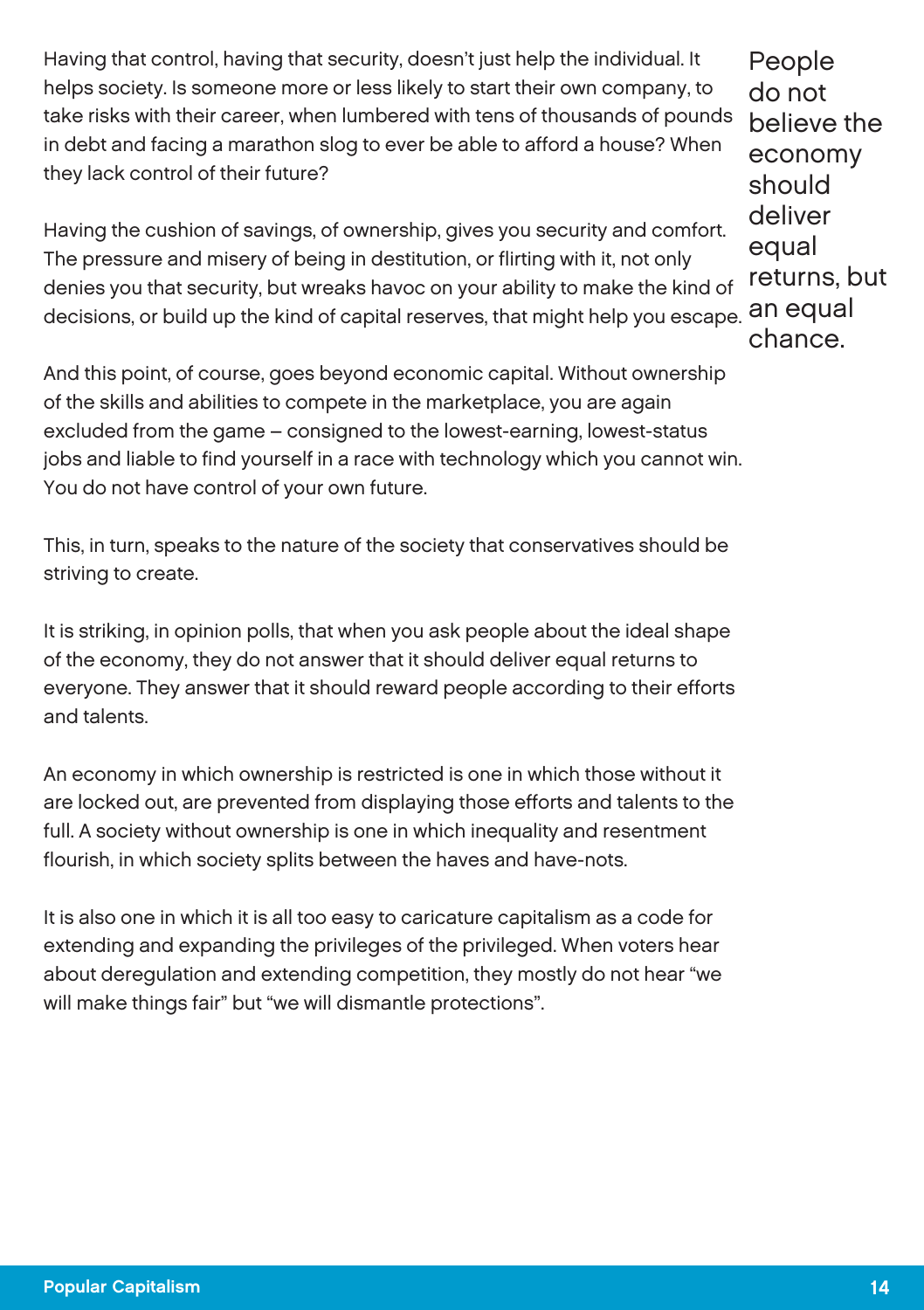Having that control, having that security, doesn't just help the individual. It helps society. Is someone more or less likely to start their own company, to take risks with their career, when lumbered with tens of thousands of pounds in debt and facing a marathon slog to ever be able to afford a house? When they lack control of their future?

Having the cushion of savings, of ownership, gives you security and comfort. The pressure and misery of being in destitution, or flirting with it, not only denies you that security, but wreaks havoc on your ability to make the kind of decisions, or build up the kind of capital reserves, that might help you escape.

> People do not believe the economy should deliver equal returns, but an equal chance.

And this point, of course, goes beyond economic capital. Without ownership of the skills and abilities to compete in the marketplace, you are again excluded from the game – consigned to the lowest-earning, lowest-status jobs and liable to find yourself in a race with technology which you cannot win. You do not have control of your own future.

This, in turn, speaks to the nature of the society that conservatives should be striving to create.

It is striking, in opinion polls, that when you ask people about the ideal shape of the economy, they do not answer that it should deliver equal returns to everyone. They answer that it should reward people according to their efforts and talents.

An economy in which ownership is restricted is one in which those without it are locked out, are prevented from displaying those efforts and talents to the full. A society without ownership is one in which inequality and resentment flourish, in which society splits between the haves and have-nots.

It is also one in which it is all too easy to caricature capitalism as a code for extending and expanding the privileges of the privileged. When voters hear about deregulation and extending competition, they mostly do not hear "we will make things fair" but "we will dismantle protections".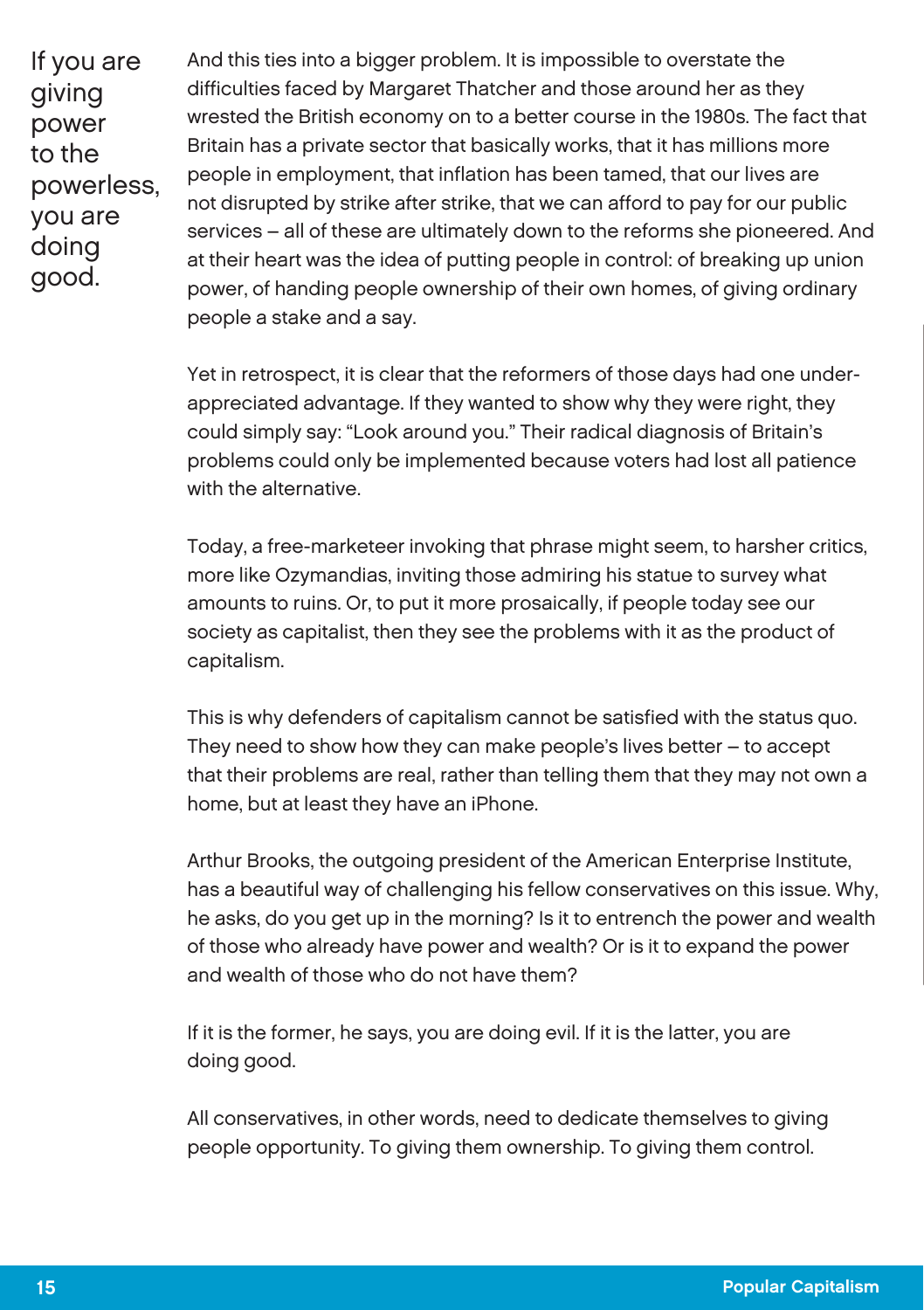> If you are giving power to the powerless, you are doing good.

And this ties into a bigger problem. It is impossible to overstate the difficulties faced by Margaret Thatcher and those around her as they wrested the British economy on to a better course in the 1980s. The fact that Britain has a private sector that basically works, that it has millions more people in employment, that inflation has been tamed, that our lives are not disrupted by strike after strike, that we can afford to pay for our public services – all of these are ultimately down to the reforms she pioneered. And at their heart was the idea of putting people in control: of breaking up union power, of handing people ownership of their own homes, of giving ordinary people a stake and a say.

Yet in retrospect, it is clear that the reformers of those days had one under-appreciated advantage. If they wanted to show why they were right, they could simply say: "Look around you." Their radical diagnosis of Britain's problems could only be implemented because voters had lost all patience with the alternative.

Today, a free-marketeer invoking that phrase might seem, to harsher critics, more like Ozymandias, inviting those admiring his statue to survey what amounts to ruins. Or, to put it more prosaically, if people today see our society as capitalist, then they see the problems with it as the product of capitalism.

This is why defenders of capitalism cannot be satisfied with the status quo. They need to show how they can make people's lives better – to accept that their problems are real, rather than telling them that they may not own a home, but at least they have an iPhone.

Arthur Brooks, the outgoing president of the American Enterprise Institute, has a beautiful way of challenging his fellow conservatives on this issue. Why, he asks, do you get up in the morning? Is it to entrench the power and wealth of those who already have power and wealth? Or is it to expand the power and wealth of those who do not have them?

If it is the former, he says, you are doing evil. If it is the latter, you are doing good.

All conservatives, in other words, need to dedicate themselves to giving people opportunity. To giving them ownership. To giving them control.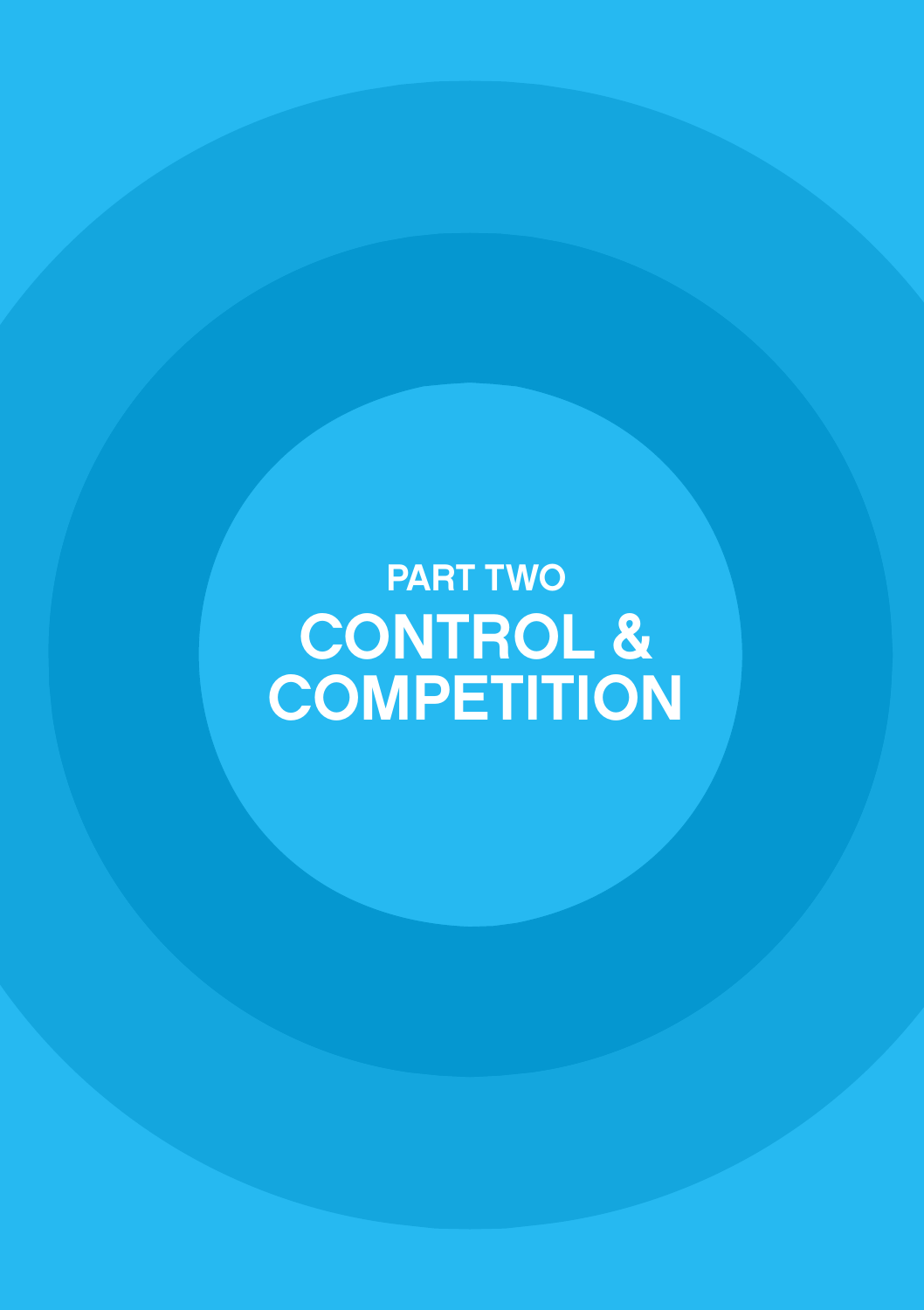## PART TWO

# CONTROL & COMPETITION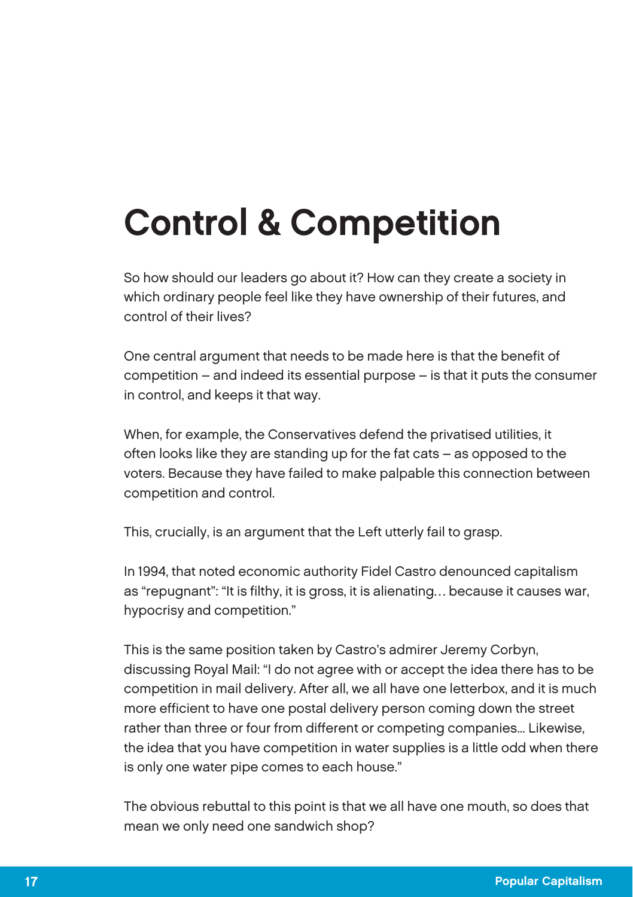# Control & Competition

So how should our leaders go about it? How can they create a society in which ordinary people feel like they have ownership of their futures, and control of their lives?

One central argument that needs to be made here is that the benefit of competition – and indeed its essential purpose – is that it puts the consumer in control, and keeps it that way.

When, for example, the Conservatives defend the privatised utilities, it often looks like they are standing up for the fat cats – as opposed to the voters. Because they have failed to make palpable this connection between competition and control.

This, crucially, is an argument that the Left utterly fail to grasp.

In 1994, that noted economic authority Fidel Castro denounced capitalism as "repugnant": "It is filthy, it is gross, it is alienating… because it causes war, hypocrisy and competition."

This is the same position taken by Castro's admirer Jeremy Corbyn, discussing Royal Mail: "I do not agree with or accept the idea there has to be competition in mail delivery. After all, we all have one letterbox, and it is much more efficient to have one postal delivery person coming down the street rather than three or four from different or competing companies… Likewise, the idea that you have competition in water supplies is a little odd when there is only one water pipe comes to each house."

The obvious rebuttal to this point is that we all have one mouth, so does that mean we only need one sandwich shop?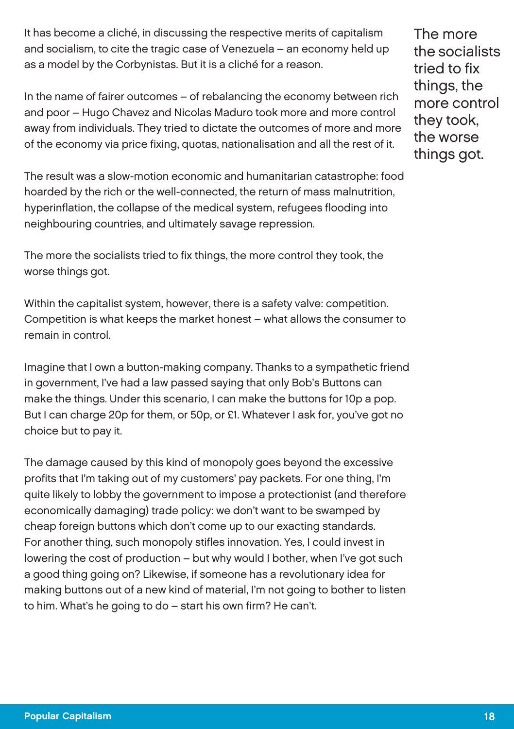It has become a cliché, in discussing the respective merits of capitalism and socialism, to cite the tragic case of Venezuela – an economy held up as a model by the Corbynistas. But it is a cliché for a reason.

In the name of fairer outcomes – of rebalancing the economy between rich and poor – Hugo Chavez and Nicolas Maduro took more and more control away from individuals. They tried to dictate the outcomes of more and more of the economy via price fixing, quotas, nationalisation and all the rest of it.

The result was a slow-motion economic and humanitarian catastrophe: food hoarded by the rich or the well-connected, the return of mass malnutrition, hyperinflation, the collapse of the medical system, refugees flooding into neighbouring countries, and ultimately savage repression.

The more the socialists tried to fix things, the more control they took, the worse things got.

> The more the socialists tried to fix things, the more control they took, the worse things got.

Within the capitalist system, however, there is a safety valve: competition. Competition is what keeps the market honest – what allows the consumer to remain in control.

Imagine that I own a button-making company. Thanks to a sympathetic friend in government, I've had a law passed saying that only Bob's Buttons can make the things. Under this scenario, I can make the buttons for 10p a pop. But I can charge 20p for them, or 50p, or £1. Whatever I ask for, you've got no choice but to pay it.

The damage caused by this kind of monopoly goes beyond the excessive profits that I'm taking out of my customers' pay packets. For one thing, I'm quite likely to lobby the government to impose a protectionist (and therefore economically damaging) trade policy: we don't want to be swamped by cheap foreign buttons which don't come up to our exacting standards. For another thing, such monopoly stifles innovation. Yes, I could invest in lowering the cost of production – but why would I bother, when I've got such a good thing going on? Likewise, if someone has a revolutionary idea for making buttons out of a new kind of material, I'm not going to bother to listen to him. What's he going to do – start his own firm? He can't.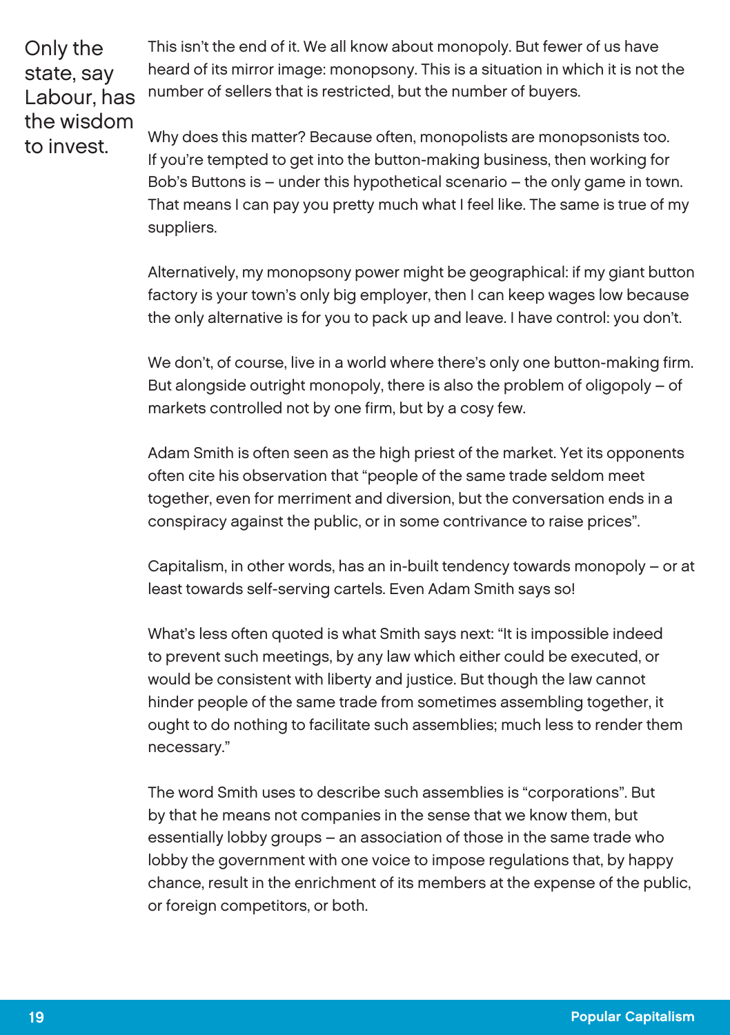> Only the state, say Labour, has the wisdom to invest.

This isn't the end of it. We all know about monopoly. But fewer of us have heard of its mirror image: monopsony. This is a situation in which it is not the number of sellers that is restricted, but the number of buyers.

Why does this matter? Because often, monopolists are monopsonists too. If you're tempted to get into the button-making business, then working for Bob's Buttons is – under this hypothetical scenario – the only game in town. That means I can pay you pretty much what I feel like. The same is true of my suppliers.

Alternatively, my monopsony power might be geographical: if my giant button factory is your town's only big employer, then I can keep wages low because the only alternative is for you to pack up and leave. I have control: you don't.

We don't, of course, live in a world where there's only one button-making firm. But alongside outright monopoly, there is also the problem of oligopoly – of markets controlled not by one firm, but by a cosy few.

Adam Smith is often seen as the high priest of the market. Yet its opponents often cite his observation that "people of the same trade seldom meet together, even for merriment and diversion, but the conversation ends in a conspiracy against the public, or in some contrivance to raise prices".

Capitalism, in other words, has an in-built tendency towards monopoly – or at least towards self-serving cartels. Even Adam Smith says so!

What's less often quoted is what Smith says next: "It is impossible indeed to prevent such meetings, by any law which either could be executed, or would be consistent with liberty and justice. But though the law cannot hinder people of the same trade from sometimes assembling together, it ought to do nothing to facilitate such assemblies; much less to render them necessary."

The word Smith uses to describe such assemblies is "corporations". But by that he means not companies in the sense that we know them, but essentially lobby groups – an association of those in the same trade who lobby the government with one voice to impose regulations that, by happy chance, result in the enrichment of its members at the expense of the public, or foreign competitors, or both.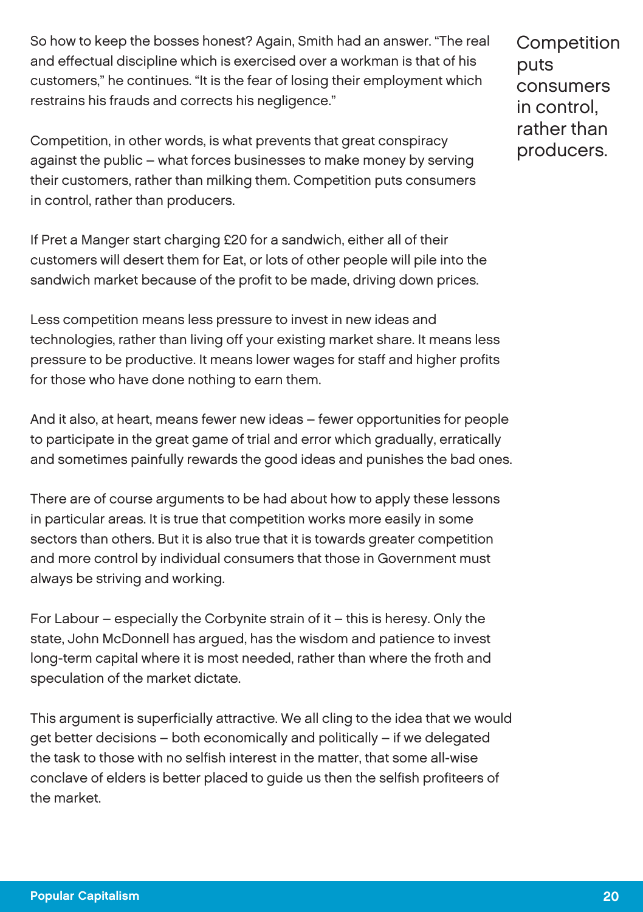So how to keep the bosses honest? Again, Smith had an answer. "The real and effectual discipline which is exercised over a workman is that of his customers," he continues. "It is the fear of losing their employment which restrains his frauds and corrects his negligence."

Competition, in other words, is what prevents that great conspiracy against the public – what forces businesses to make money by serving their customers, rather than milking them. Competition puts consumers in control, rather than producers.

> Competition puts consumers in control, rather than producers.

If Pret a Manger start charging £20 for a sandwich, either all of their customers will desert them for Eat, or lots of other people will pile into the sandwich market because of the profit to be made, driving down prices.

Less competition means less pressure to invest in new ideas and technologies, rather than living off your existing market share. It means less pressure to be productive. It means lower wages for staff and higher profits for those who have done nothing to earn them.

And it also, at heart, means fewer new ideas – fewer opportunities for people to participate in the great game of trial and error which gradually, erratically and sometimes painfully rewards the good ideas and punishes the bad ones.

There are of course arguments to be had about how to apply these lessons in particular areas. It is true that competition works more easily in some sectors than others. But it is also true that it is towards greater competition and more control by individual consumers that those in Government must always be striving and working.

For Labour – especially the Corbynite strain of it – this is heresy. Only the state, John McDonnell has argued, has the wisdom and patience to invest long-term capital where it is most needed, rather than where the froth and speculation of the market dictate.

This argument is superficially attractive. We all cling to the idea that we would get better decisions – both economically and politically – if we delegated the task to those with no selfish interest in the matter, that some all-wise conclave of elders is better placed to guide us then the selfish profiteers of the market.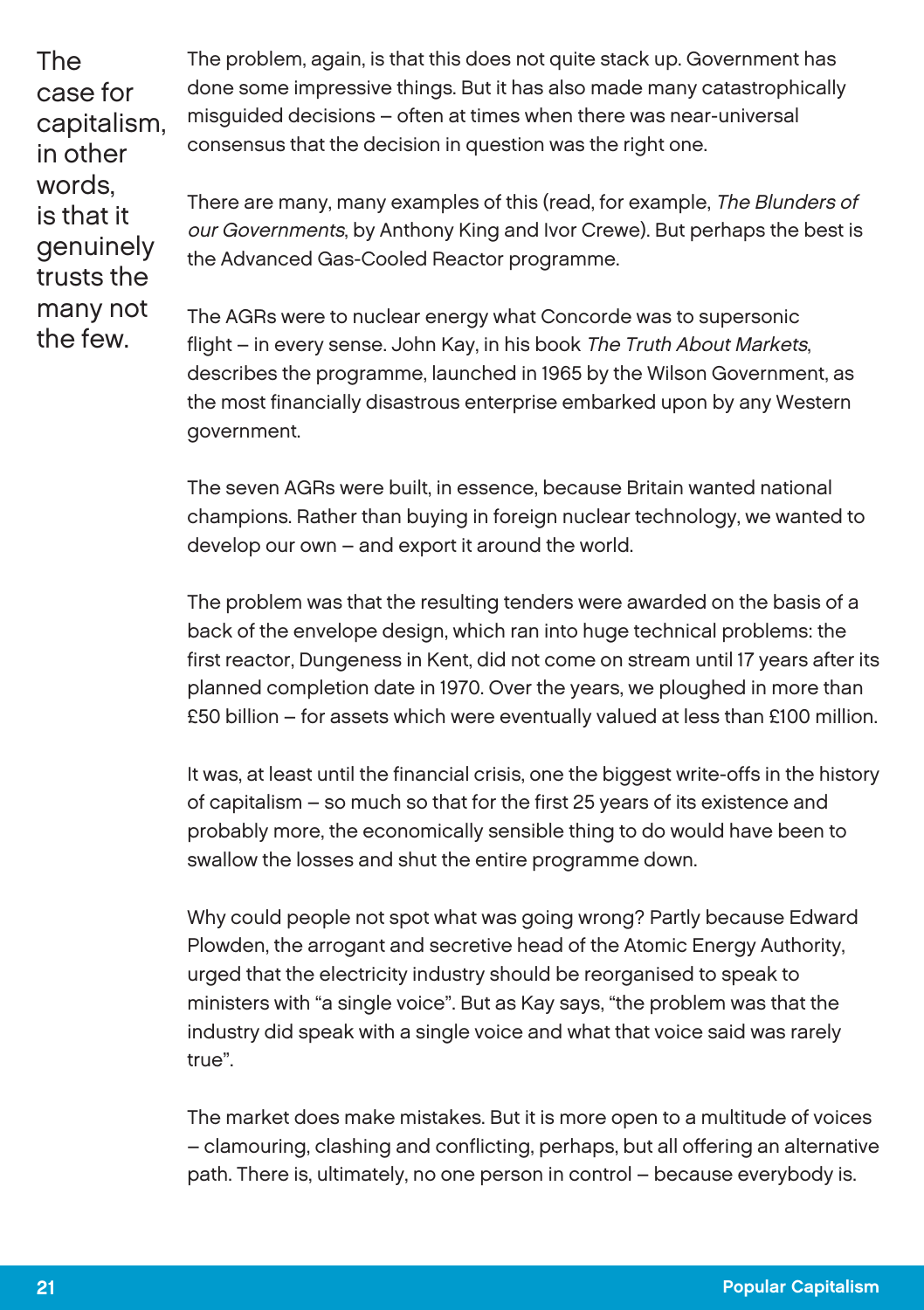> The case for capitalism, in other words, is that it genuinely trusts the many not the few.

The problem, again, is that this does not quite stack up. Government has done some impressive things. But it has also made many catastrophically misguided decisions – often at times when there was near-universal consensus that the decision in question was the right one.

There are many, many examples of this (read, for example, *The Blunders of our Governments*, by Anthony King and Ivor Crewe). But perhaps the best is the Advanced Gas-Cooled Reactor programme.

The AGRs were to nuclear energy what Concorde was to supersonic flight – in every sense. John Kay, in his book *The Truth About Markets*, describes the programme, launched in 1965 by the Wilson Government, as the most financially disastrous enterprise embarked upon by any Western government.

The seven AGRs were built, in essence, because Britain wanted national champions. Rather than buying in foreign nuclear technology, we wanted to develop our own – and export it around the world.

The problem was that the resulting tenders were awarded on the basis of a back of the envelope design, which ran into huge technical problems: the first reactor, Dungeness in Kent, did not come on stream until 17 years after its planned completion date in 1970. Over the years, we ploughed in more than £50 billion – for assets which were eventually valued at less than £100 million.

It was, at least until the financial crisis, one the biggest write-offs in the history of capitalism – so much so that for the first 25 years of its existence and probably more, the economically sensible thing to do would have been to swallow the losses and shut the entire programme down.

Why could people not spot what was going wrong? Partly because Edward Plowden, the arrogant and secretive head of the Atomic Energy Authority, urged that the electricity industry should be reorganised to speak to ministers with "a single voice". But as Kay says, "the problem was that the industry did speak with a single voice and what that voice said was rarely true".

The market does make mistakes. But it is more open to a multitude of voices – clamouring, clashing and conflicting, perhaps, but all offering an alternative path. There is, ultimately, no one person in control – because everybody is.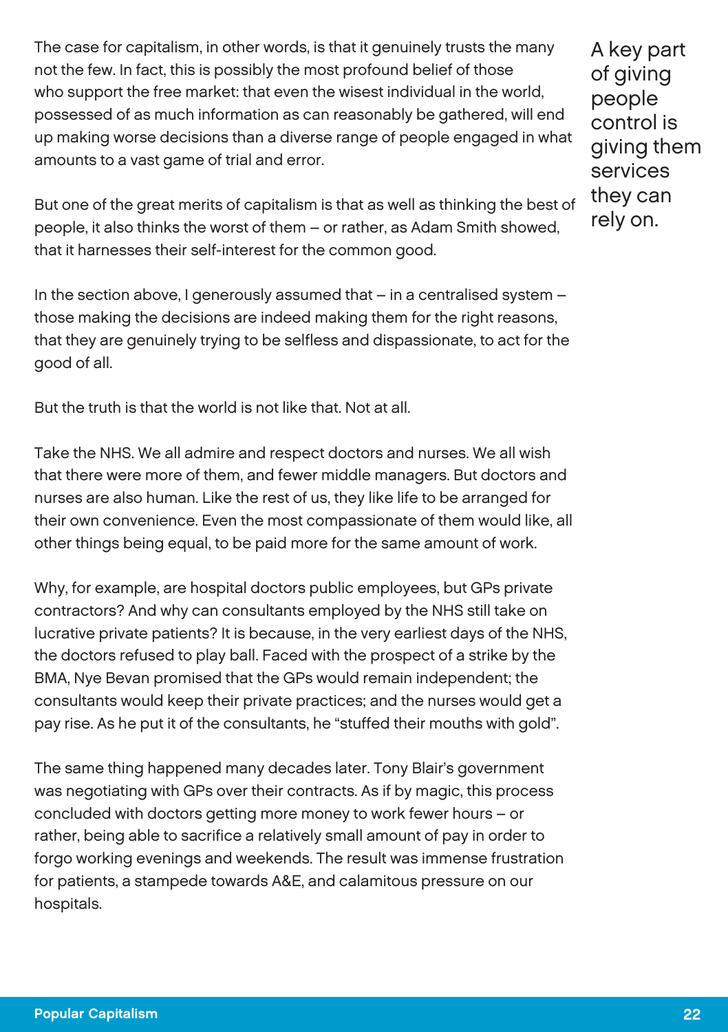The case for capitalism, in other words, is that it genuinely trusts the many not the few. In fact, this is possibly the most profound belief of those who support the free market: that even the wisest individual in the world, possessed of as much information as can reasonably be gathered, will end up making worse decisions than a diverse range of people engaged in what amounts to a vast game of trial and error.

> A key part of giving people control is giving them services they can rely on.

But one of the great merits of capitalism is that as well as thinking the best of people, it also thinks the worst of them – or rather, as Adam Smith showed, that it harnesses their self-interest for the common good.

In the section above, I generously assumed that – in a centralised system – those making the decisions are indeed making them for the right reasons, that they are genuinely trying to be selfless and dispassionate, to act for the good of all.

But the truth is that the world is not like that. Not at all.

Take the NHS. We all admire and respect doctors and nurses. We all wish that there were more of them, and fewer middle managers. But doctors and nurses are also human. Like the rest of us, they like life to be arranged for their own convenience. Even the most compassionate of them would like, all other things being equal, to be paid more for the same amount of work.

Why, for example, are hospital doctors public employees, but GPs private contractors? And why can consultants employed by the NHS still take on lucrative private patients? It is because, in the very earliest days of the NHS, the doctors refused to play ball. Faced with the prospect of a strike by the BMA, Nye Bevan promised that the GPs would remain independent; the consultants would keep their private practices; and the nurses would get a pay rise. As he put it of the consultants, he "stuffed their mouths with gold".

The same thing happened many decades later. Tony Blair's government was negotiating with GPs over their contracts. As if by magic, this process concluded with doctors getting more money to work fewer hours – or rather, being able to sacrifice a relatively small amount of pay in order to forgo working evenings and weekends. The result was immense frustration for patients, a stampede towards A&E, and calamitous pressure on our hospitals.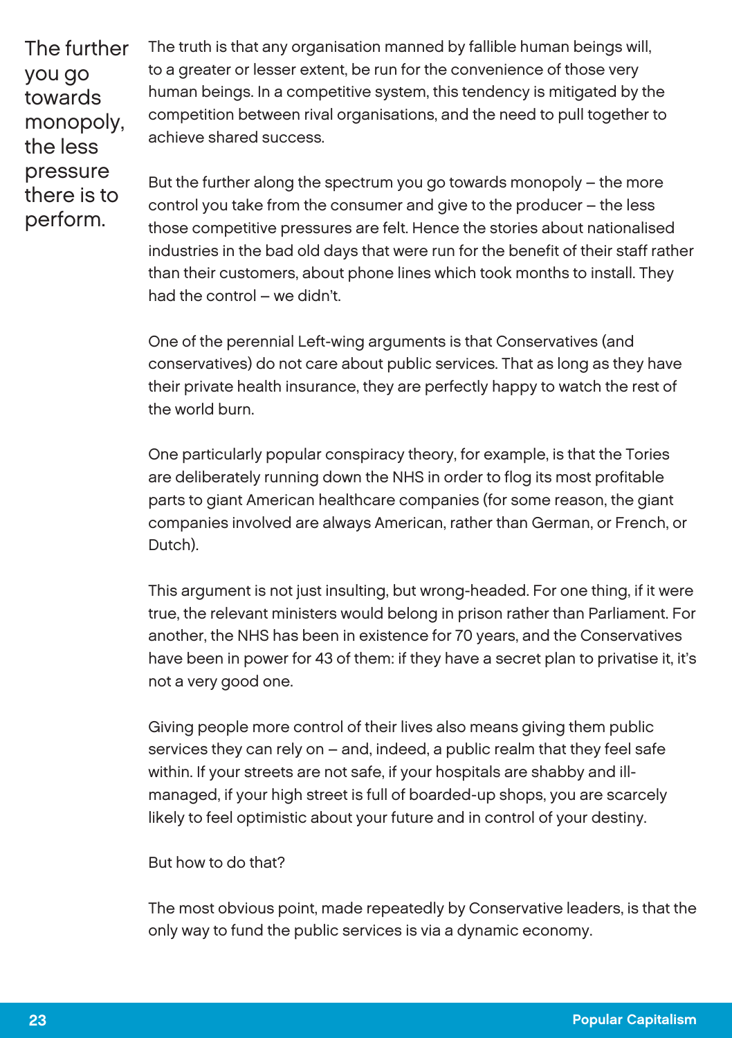> The further you go towards monopoly, the less pressure there is to perform.

The truth is that any organisation manned by fallible human beings will, to a greater or lesser extent, be run for the convenience of those very human beings. In a competitive system, this tendency is mitigated by the competition between rival organisations, and the need to pull together to achieve shared success.

But the further along the spectrum you go towards monopoly – the more control you take from the consumer and give to the producer – the less those competitive pressures are felt. Hence the stories about nationalised industries in the bad old days that were run for the benefit of their staff rather than their customers, about phone lines which took months to install. They had the control – we didn't.

One of the perennial Left-wing arguments is that Conservatives (and conservatives) do not care about public services. That as long as they have their private health insurance, they are perfectly happy to watch the rest of the world burn.

One particularly popular conspiracy theory, for example, is that the Tories are deliberately running down the NHS in order to flog its most profitable parts to giant American healthcare companies (for some reason, the giant companies involved are always American, rather than German, or French, or Dutch).

This argument is not just insulting, but wrong-headed. For one thing, if it were true, the relevant ministers would belong in prison rather than Parliament. For another, the NHS has been in existence for 70 years, and the Conservatives have been in power for 43 of them: if they have a secret plan to privatise it, it's not a very good one.

Giving people more control of their lives also means giving them public services they can rely on – and, indeed, a public realm that they feel safe within. If your streets are not safe, if your hospitals are shabby and ill-managed, if your high street is full of boarded-up shops, you are scarcely likely to feel optimistic about your future and in control of your destiny.

But how to do that?

The most obvious point, made repeatedly by Conservative leaders, is that the only way to fund the public services is via a dynamic economy.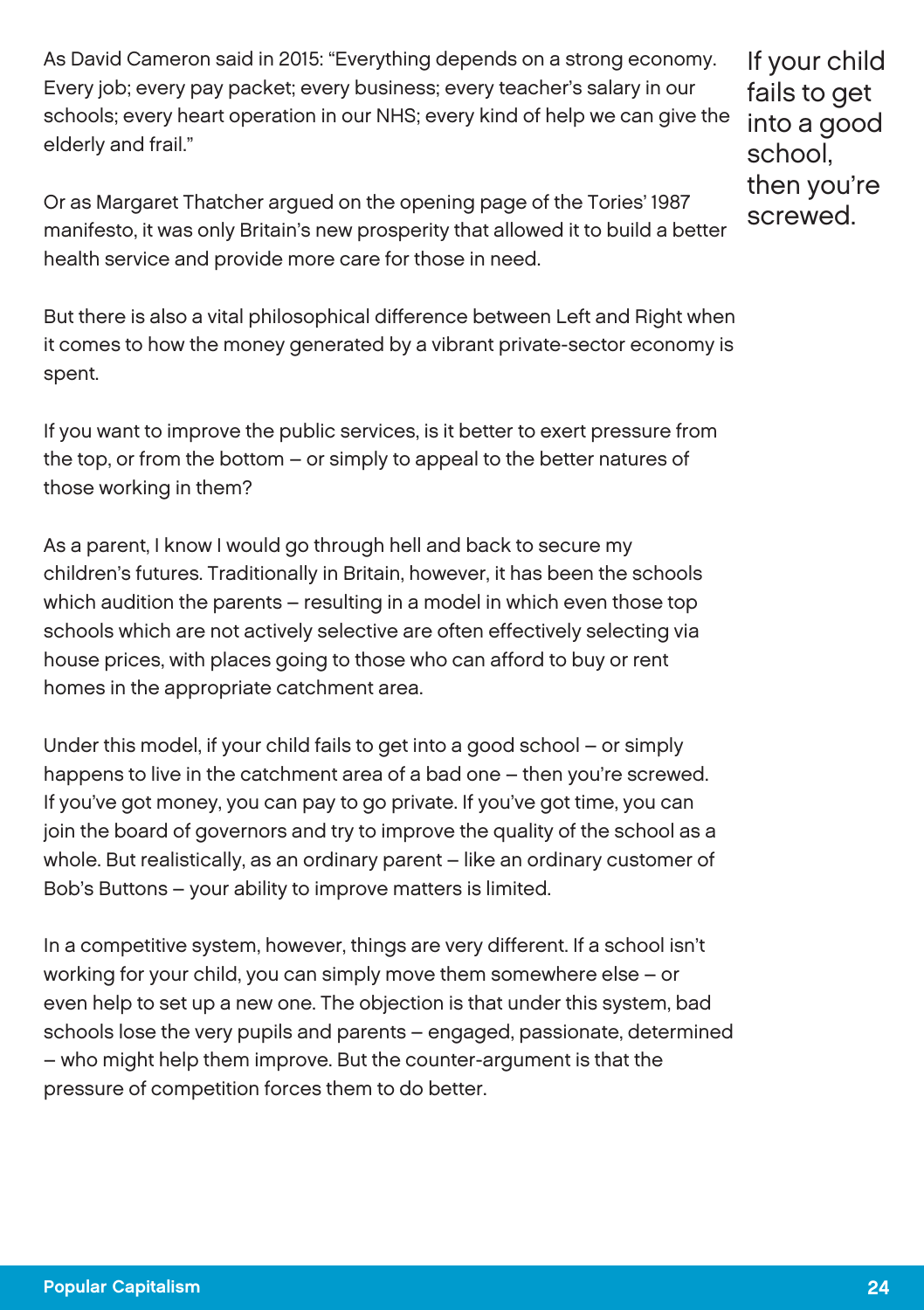As David Cameron said in 2015: "Everything depends on a strong economy. Every job; every pay packet; every business; every teacher's salary in our schools; every heart operation in our NHS; every kind of help we can give the elderly and frail."

Or as Margaret Thatcher argued on the opening page of the Tories' 1987 manifesto, it was only Britain's new prosperity that allowed it to build a better health service and provide more care for those in need.

But there is also a vital philosophical difference between Left and Right when it comes to how the money generated by a vibrant private-sector economy is spent.

If you want to improve the public services, is it better to exert pressure from the top, or from the bottom – or simply to appeal to the better natures of those working in them?

As a parent, I know I would go through hell and back to secure my children's futures. Traditionally in Britain, however, it has been the schools which audition the parents – resulting in a model in which even those top schools which are not actively selective are often effectively selecting via house prices, with places going to those who can afford to buy or rent homes in the appropriate catchment area.

> If your child fails to get into a good school, then you're screwed.

Under this model, if your child fails to get into a good school – or simply happens to live in the catchment area of a bad one – then you're screwed. If you've got money, you can pay to go private. If you've got time, you can join the board of governors and try to improve the quality of the school as a whole. But realistically, as an ordinary parent – like an ordinary customer of Bob's Buttons – your ability to improve matters is limited.

In a competitive system, however, things are very different. If a school isn't working for your child, you can simply move them somewhere else – or even help to set up a new one. The objection is that under this system, bad schools lose the very pupils and parents – engaged, passionate, determined – who might help them improve. But the counter-argument is that the pressure of competition forces them to do better.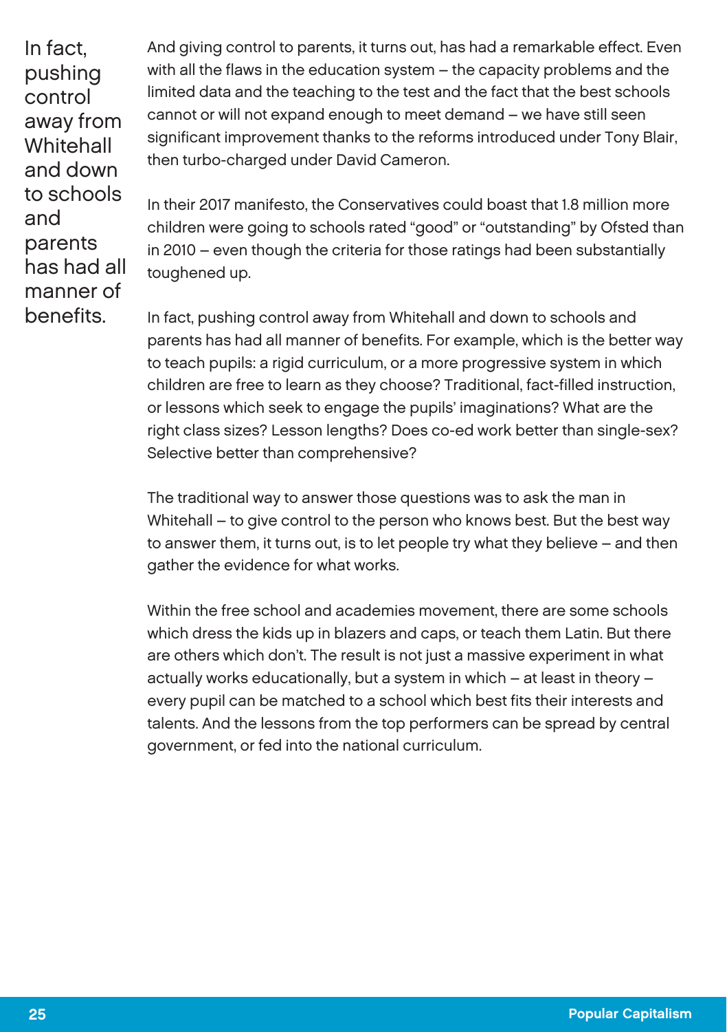> In fact, pushing control away from Whitehall and down to schools and parents has had all manner of benefits.

And giving control to parents, it turns out, has had a remarkable effect. Even with all the flaws in the education system – the capacity problems and the limited data and the teaching to the test and the fact that the best schools cannot or will not expand enough to meet demand – we have still seen significant improvement thanks to the reforms introduced under Tony Blair, then turbo-charged under David Cameron.

In their 2017 manifesto, the Conservatives could boast that 1.8 million more children were going to schools rated "good" or "outstanding" by Ofsted than in 2010 – even though the criteria for those ratings had been substantially toughened up.

In fact, pushing control away from Whitehall and down to schools and parents has had all manner of benefits. For example, which is the better way to teach pupils: a rigid curriculum, or a more progressive system in which children are free to learn as they choose? Traditional, fact-filled instruction, or lessons which seek to engage the pupils' imaginations? What are the right class sizes? Lesson lengths? Does co-ed work better than single-sex? Selective better than comprehensive?

The traditional way to answer those questions was to ask the man in Whitehall – to give control to the person who knows best. But the best way to answer them, it turns out, is to let people try what they believe – and then gather the evidence for what works.

Within the free school and academies movement, there are some schools which dress the kids up in blazers and caps, or teach them Latin. But there are others which don't. The result is not just a massive experiment in what actually works educationally, but a system in which – at least in theory – every pupil can be matched to a school which best fits their interests and talents. And the lessons from the top performers can be spread by central government, or fed into the national curriculum.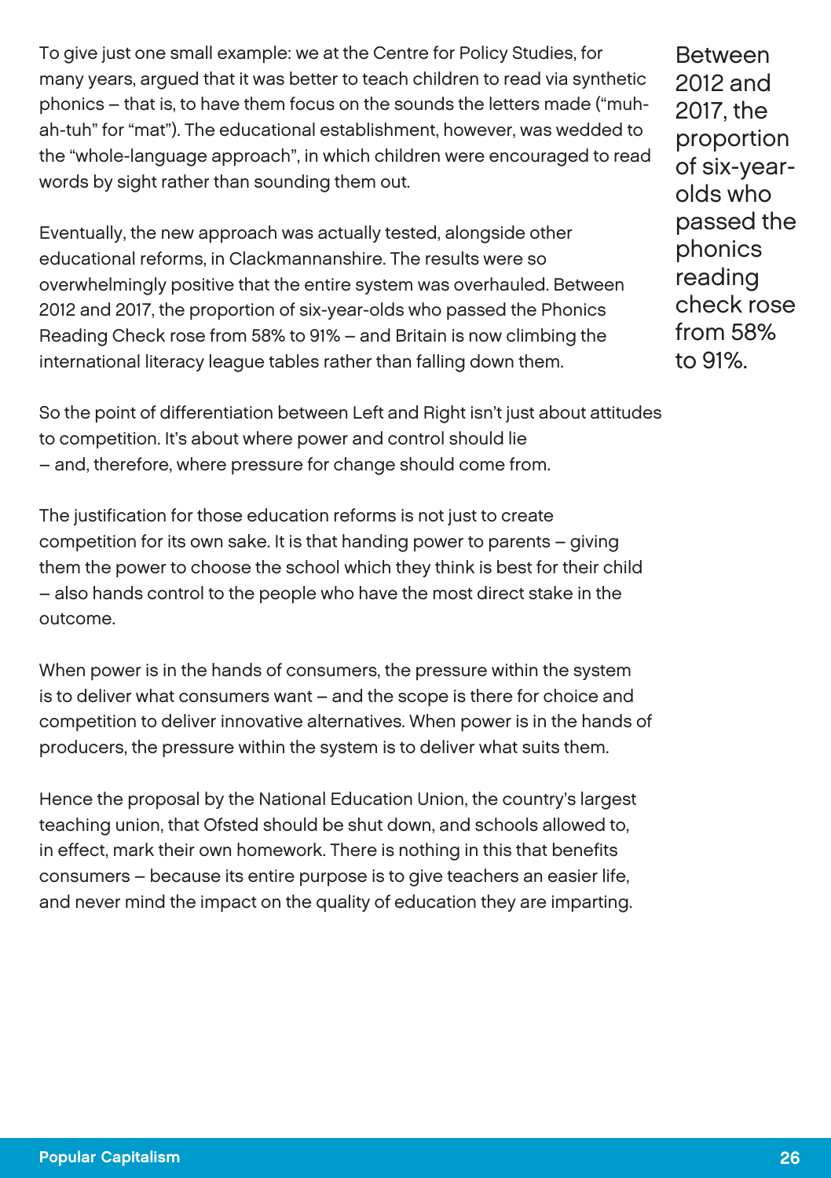To give just one small example: we at the Centre for Policy Studies, for many years, argued that it was better to teach children to read via synthetic phonics – that is, to have them focus on the sounds the letters made ("muh-ah-tuh" for "mat"). The educational establishment, however, was wedded to the "whole-language approach", in which children were encouraged to read words by sight rather than sounding them out.

Eventually, the new approach was actually tested, alongside other educational reforms, in Clackmannanshire. The results were so overwhelmingly positive that the entire system was overhauled. Between 2012 and 2017, the proportion of six-year-olds who passed the Phonics Reading Check rose from 58% to 91% – and Britain is now climbing the international literacy league tables rather than falling down them.

> Between 2012 and 2017, the proportion of six-year-olds who passed the phonics reading check rose from 58% to 91%.

So the point of differentiation between Left and Right isn't just about attitudes to competition. It's about where power and control should lie – and, therefore, where pressure for change should come from.

The justification for those education reforms is not just to create competition for its own sake. It is that handing power to parents – giving them the power to choose the school which they think is best for their child – also hands control to the people who have the most direct stake in the outcome.

When power is in the hands of consumers, the pressure within the system is to deliver what consumers want – and the scope is there for choice and competition to deliver innovative alternatives. When power is in the hands of producers, the pressure within the system is to deliver what suits them.

Hence the proposal by the National Education Union, the country's largest teaching union, that Ofsted should be shut down, and schools allowed to, in effect, mark their own homework. There is nothing in this that benefits consumers – because its entire purpose is to give teachers an easier life, and never mind the impact on the quality of education they are imparting.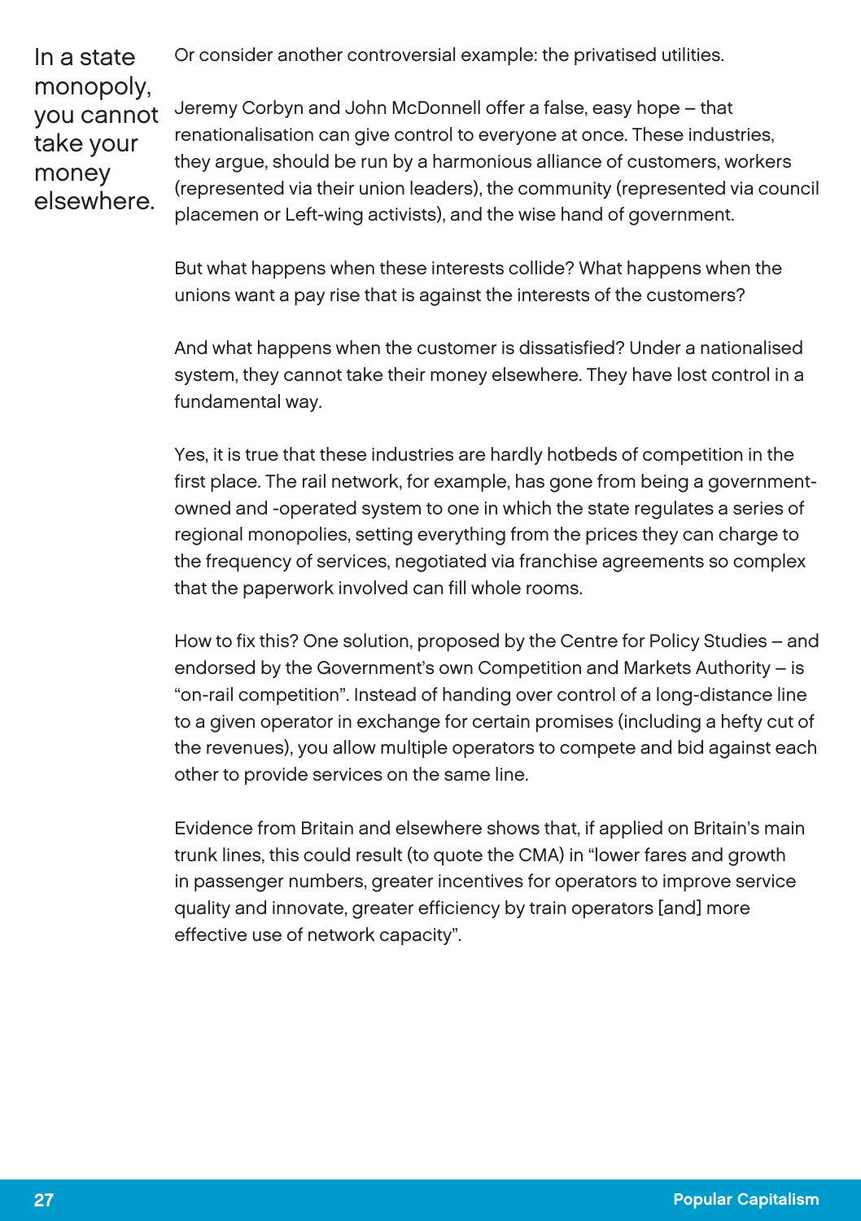> In a state monopoly, you cannot take your money elsewhere.

Or consider another controversial example: the privatised utilities.

Jeremy Corbyn and John McDonnell offer a false, easy hope – that renationalisation can give control to everyone at once. These industries, they argue, should be run by a harmonious alliance of customers, workers (represented via their union leaders), the community (represented via council placemen or Left-wing activists), and the wise hand of government.

But what happens when these interests collide? What happens when the unions want a pay rise that is against the interests of the customers?

And what happens when the customer is dissatisfied? Under a nationalised system, they cannot take their money elsewhere. They have lost control in a fundamental way.

Yes, it is true that these industries are hardly hotbeds of competition in the first place. The rail network, for example, has gone from being a government-owned and -operated system to one in which the state regulates a series of regional monopolies, setting everything from the prices they can charge to the frequency of services, negotiated via franchise agreements so complex that the paperwork involved can fill whole rooms.

How to fix this? One solution, proposed by the Centre for Policy Studies – and endorsed by the Government's own Competition and Markets Authority – is "on-rail competition". Instead of handing over control of a long-distance line to a given operator in exchange for certain promises (including a hefty cut of the revenues), you allow multiple operators to compete and bid against each other to provide services on the same line.

Evidence from Britain and elsewhere shows that, if applied on Britain's main trunk lines, this could result (to quote the CMA) in "lower fares and growth in passenger numbers, greater incentives for operators to improve service quality and innovate, greater efficiency by train operators [and] more effective use of network capacity".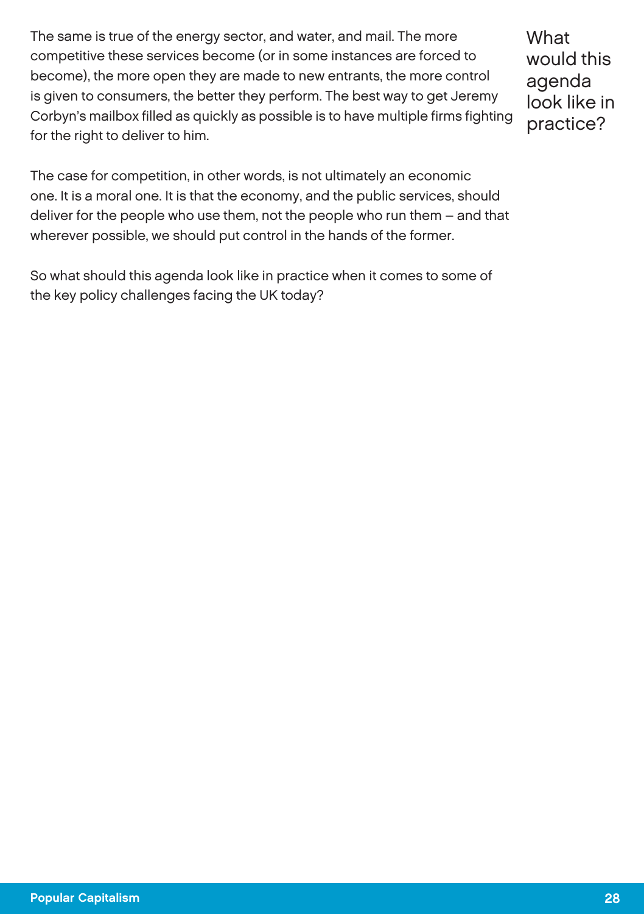The same is true of the energy sector, and water, and mail. The more competitive these services become (or in some instances are forced to become), the more open they are made to new entrants, the more control is given to consumers, the better they perform. The best way to get Jeremy Corbyn's mailbox filled as quickly as possible is to have multiple firms fighting for the right to deliver to him.

What would this agenda look like in practice?

The case for competition, in other words, is not ultimately an economic one. It is a moral one. It is that the economy, and the public services, should deliver for the people who use them, not the people who run them – and that wherever possible, we should put control in the hands of the former.

So what should this agenda look like in practice when it comes to some of the key policy challenges facing the UK today?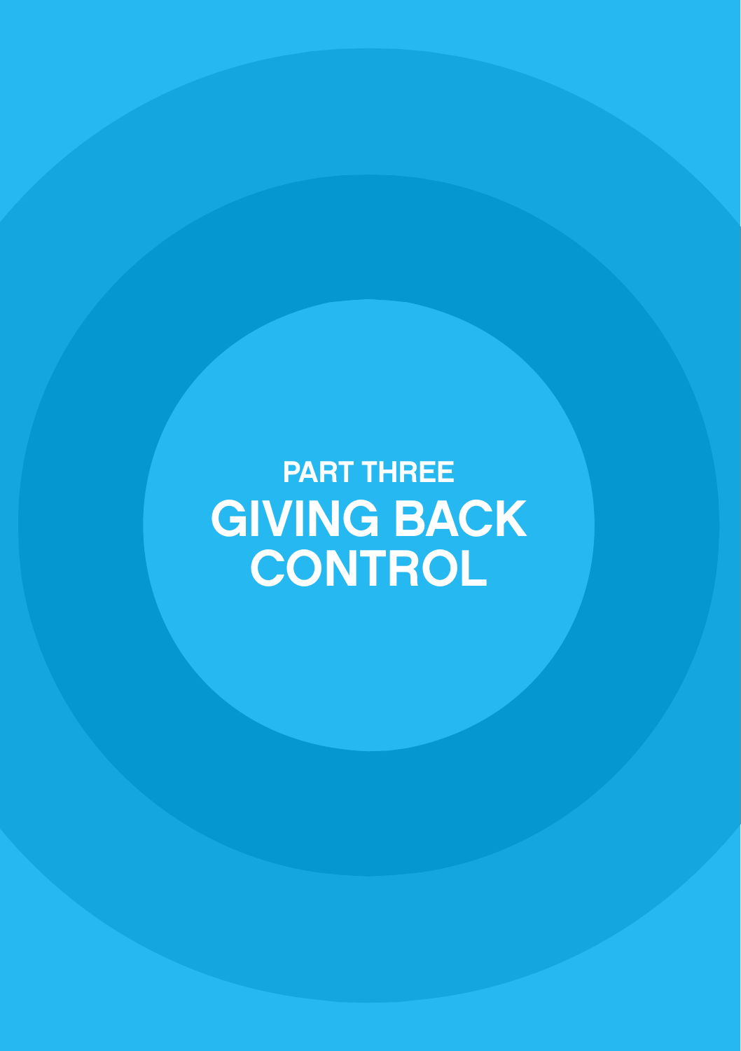PART THREE

# GIVING BACK CONTROL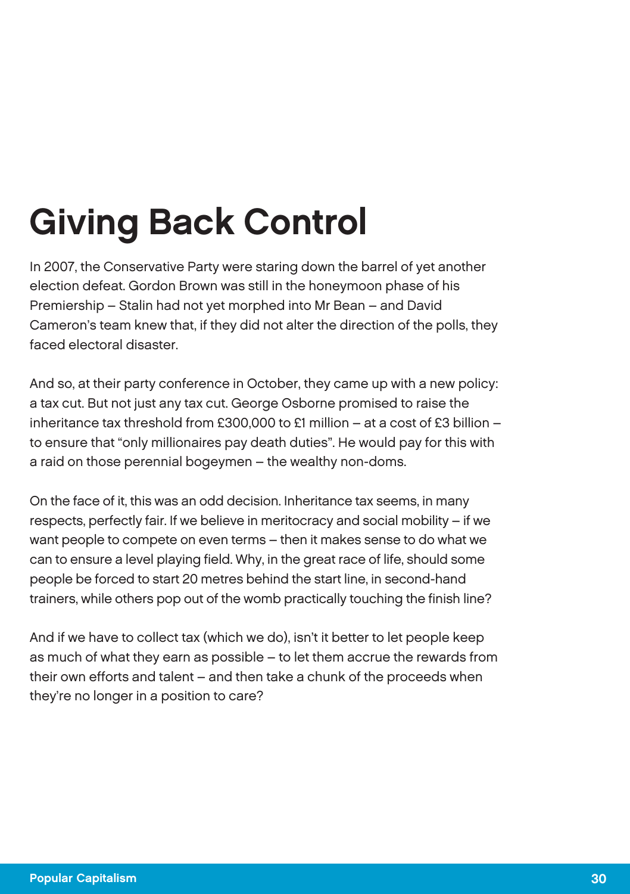# Giving Back Control

In 2007, the Conservative Party were staring down the barrel of yet another election defeat. Gordon Brown was still in the honeymoon phase of his Premiership – Stalin had not yet morphed into Mr Bean – and David Cameron's team knew that, if they did not alter the direction of the polls, they faced electoral disaster.

And so, at their party conference in October, they came up with a new policy: a tax cut. But not just any tax cut. George Osborne promised to raise the inheritance tax threshold from £300,000 to £1 million – at a cost of £3 billion – to ensure that "only millionaires pay death duties". He would pay for this with a raid on those perennial bogeymen – the wealthy non-doms.

On the face of it, this was an odd decision. Inheritance tax seems, in many respects, perfectly fair. If we believe in meritocracy and social mobility – if we want people to compete on even terms – then it makes sense to do what we can to ensure a level playing field. Why, in the great race of life, should some people be forced to start 20 metres behind the start line, in second-hand trainers, while others pop out of the womb practically touching the finish line?

And if we have to collect tax (which we do), isn't it better to let people keep as much of what they earn as possible – to let them accrue the rewards from their own efforts and talent – and then take a chunk of the proceeds when they're no longer in a position to care?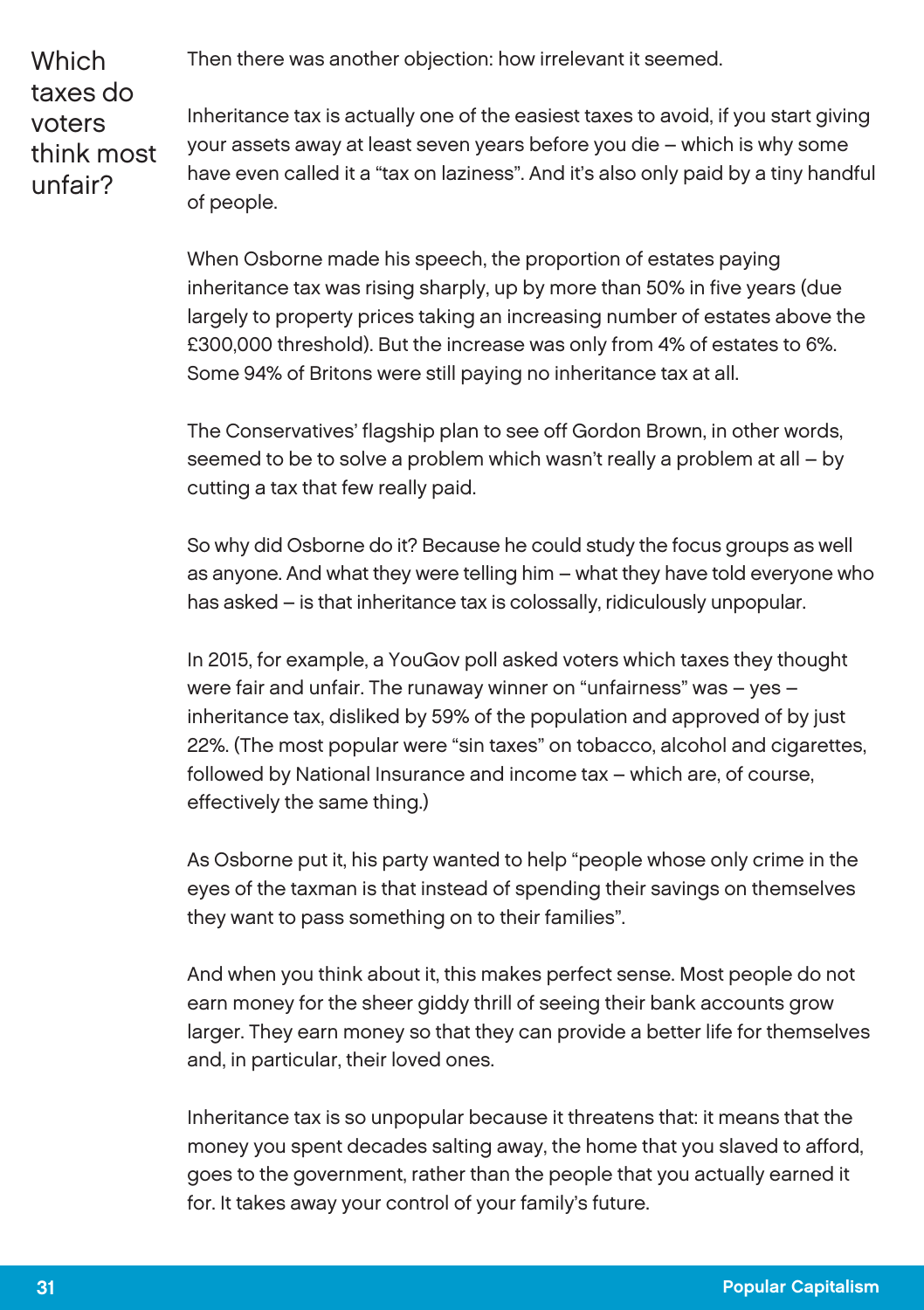## Which taxes do voters think most unfair?

Then there was another objection: how irrelevant it seemed.

Inheritance tax is actually one of the easiest taxes to avoid, if you start giving your assets away at least seven years before you die – which is why some have even called it a "tax on laziness". And it's also only paid by a tiny handful of people.

When Osborne made his speech, the proportion of estates paying inheritance tax was rising sharply, up by more than 50% in five years (due largely to property prices taking an increasing number of estates above the £300,000 threshold). But the increase was only from 4% of estates to 6%. Some 94% of Britons were still paying no inheritance tax at all.

The Conservatives' flagship plan to see off Gordon Brown, in other words, seemed to be to solve a problem which wasn't really a problem at all – by cutting a tax that few really paid.

So why did Osborne do it? Because he could study the focus groups as well as anyone. And what they were telling him – what they have told everyone who has asked – is that inheritance tax is colossally, ridiculously unpopular.

In 2015, for example, a YouGov poll asked voters which taxes they thought were fair and unfair. The runaway winner on "unfairness" was – yes – inheritance tax, disliked by 59% of the population and approved of by just 22%. (The most popular were "sin taxes" on tobacco, alcohol and cigarettes, followed by National Insurance and income tax – which are, of course, effectively the same thing.)

As Osborne put it, his party wanted to help "people whose only crime in the eyes of the taxman is that instead of spending their savings on themselves they want to pass something on to their families".

And when you think about it, this makes perfect sense. Most people do not earn money for the sheer giddy thrill of seeing their bank accounts grow larger. They earn money so that they can provide a better life for themselves and, in particular, their loved ones.

Inheritance tax is so unpopular because it threatens that: it means that the money you spent decades salting away, the home that you slaved to afford, goes to the government, rather than the people that you actually earned it for. It takes away your control of your family's future.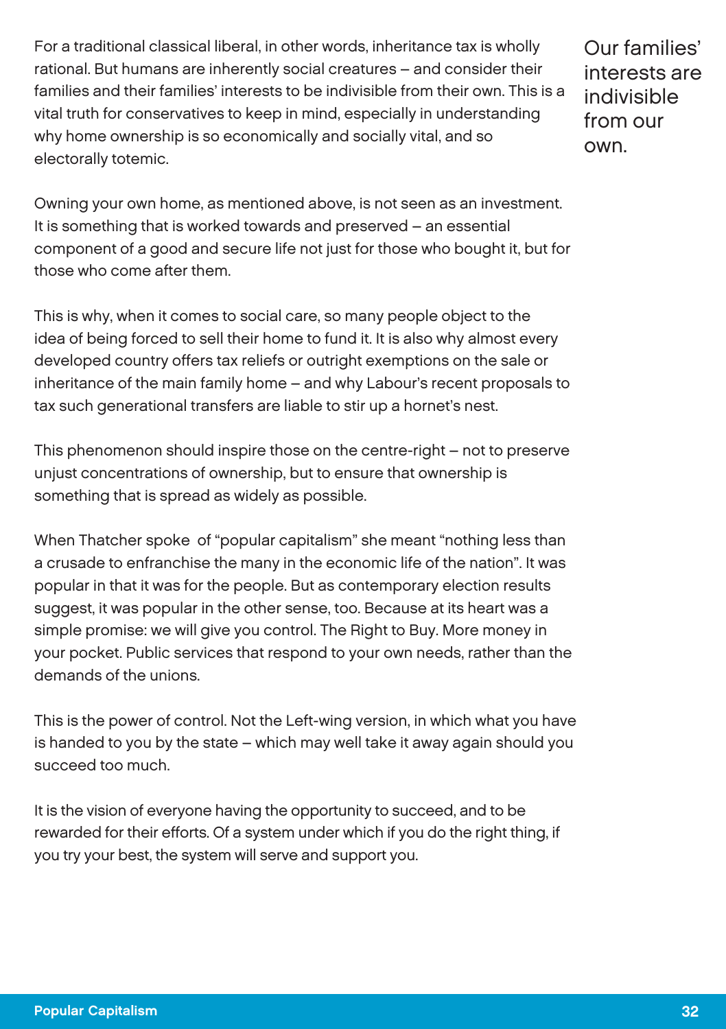For a traditional classical liberal, in other words, inheritance tax is wholly rational. But humans are inherently social creatures – and consider their families and their families' interests to be indivisible from their own. This is a vital truth for conservatives to keep in mind, especially in understanding why home ownership is so economically and socially vital, and so electorally totemic.

> Our families' interests are indivisible from our own.

Owning your own home, as mentioned above, is not seen as an investment. It is something that is worked towards and preserved – an essential component of a good and secure life not just for those who bought it, but for those who come after them.

This is why, when it comes to social care, so many people object to the idea of being forced to sell their home to fund it. It is also why almost every developed country offers tax reliefs or outright exemptions on the sale or inheritance of the main family home – and why Labour's recent proposals to tax such generational transfers are liable to stir up a hornet's nest.

This phenomenon should inspire those on the centre-right – not to preserve unjust concentrations of ownership, but to ensure that ownership is something that is spread as widely as possible.

When Thatcher spoke  of "popular capitalism" she meant "nothing less than a crusade to enfranchise the many in the economic life of the nation". It was popular in that it was for the people. But as contemporary election results suggest, it was popular in the other sense, too. Because at its heart was a simple promise: we will give you control. The Right to Buy. More money in your pocket. Public services that respond to your own needs, rather than the demands of the unions.

This is the power of control. Not the Left-wing version, in which what you have is handed to you by the state – which may well take it away again should you succeed too much.

It is the vision of everyone having the opportunity to succeed, and to be rewarded for their efforts. Of a system under which if you do the right thing, if you try your best, the system will serve and support you.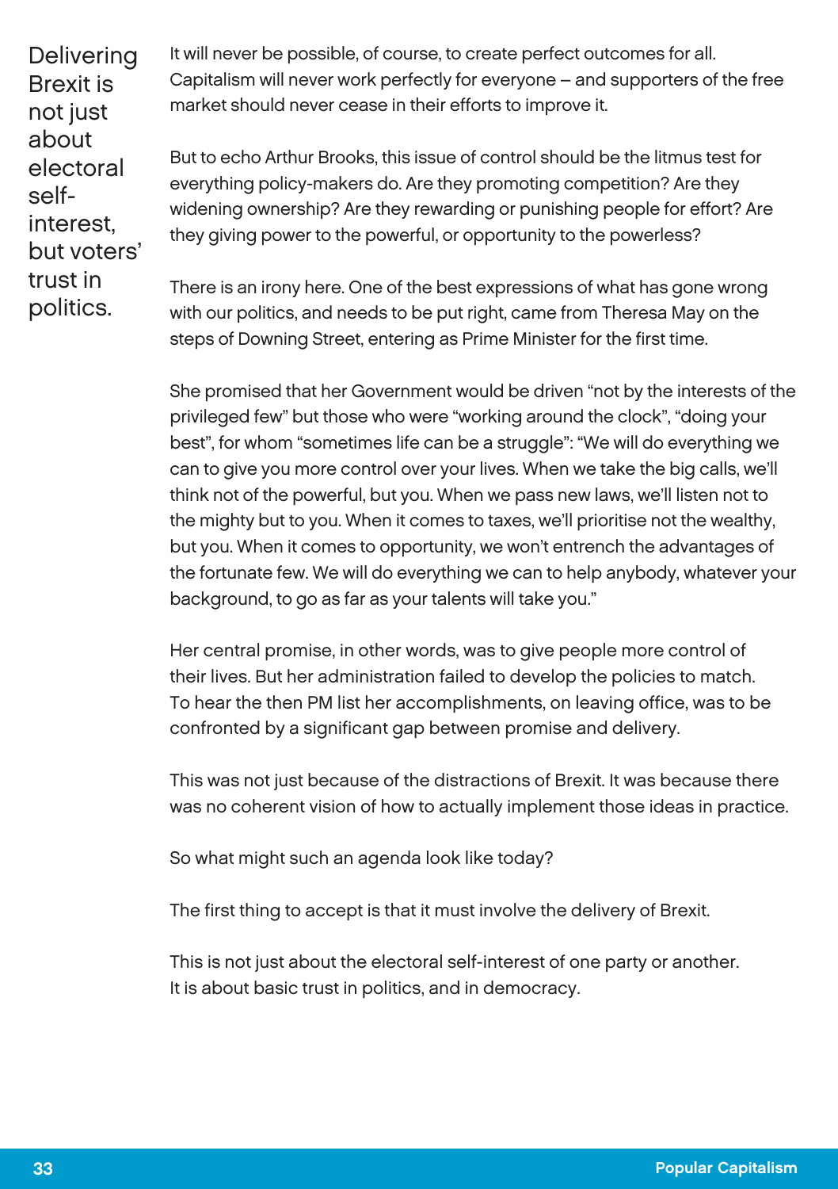> Delivering Brexit is not just about electoral self-interest, but voters' trust in politics.

It will never be possible, of course, to create perfect outcomes for all. Capitalism will never work perfectly for everyone – and supporters of the free market should never cease in their efforts to improve it.

But to echo Arthur Brooks, this issue of control should be the litmus test for everything policy-makers do. Are they promoting competition? Are they widening ownership? Are they rewarding or punishing people for effort? Are they giving power to the powerful, or opportunity to the powerless?

There is an irony here. One of the best expressions of what has gone wrong with our politics, and needs to be put right, came from Theresa May on the steps of Downing Street, entering as Prime Minister for the first time.

She promised that her Government would be driven "not by the interests of the privileged few" but those who were "working around the clock", "doing your best", for whom "sometimes life can be a struggle": "We will do everything we can to give you more control over your lives. When we take the big calls, we'll think not of the powerful, but you. When we pass new laws, we'll listen not to the mighty but to you. When it comes to taxes, we'll prioritise not the wealthy, but you. When it comes to opportunity, we won't entrench the advantages of the fortunate few. We will do everything we can to help anybody, whatever your background, to go as far as your talents will take you."

Her central promise, in other words, was to give people more control of their lives. But her administration failed to develop the policies to match. To hear the then PM list her accomplishments, on leaving office, was to be confronted by a significant gap between promise and delivery.

This was not just because of the distractions of Brexit. It was because there was no coherent vision of how to actually implement those ideas in practice.

So what might such an agenda look like today?

The first thing to accept is that it must involve the delivery of Brexit.

This is not just about the electoral self-interest of one party or another. It is about basic trust in politics, and in democracy.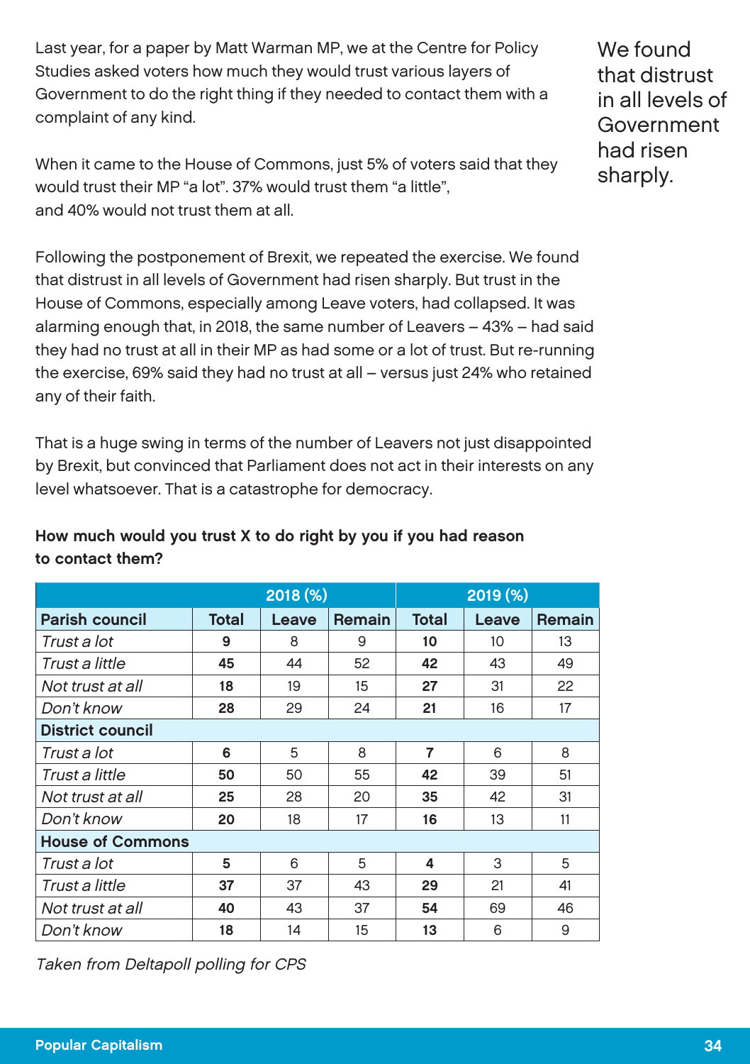Last year, for a paper by Matt Warman MP, we at the Centre for Policy Studies asked voters how much they would trust various layers of Government to do the right thing if they needed to contact them with a complaint of any kind.

When it came to the House of Commons, just 5% of voters said that they would trust their MP "a lot". 37% would trust them "a little", and 40% would not trust them at all.

We found that distrust in all levels of Government had risen sharply.

Following the postponement of Brexit, we repeated the exercise. We found that distrust in all levels of Government had risen sharply. But trust in the House of Commons, especially among Leave voters, had collapsed. It was alarming enough that, in 2018, the same number of Leavers – 43% – had said they had no trust at all in their MP as had some or a lot of trust. But re-running the exercise, 69% said they had no trust at all – versus just 24% who retained any of their faith.

That is a huge swing in terms of the number of Leavers not just disappointed by Brexit, but convinced that Parliament does not act in their interests on any level whatsoever. That is a catastrophe for democracy.

**How much would you trust X to do right by you if you had reason to contact them?**

| | 2018 (%) | | | 2019 (%) | | |
|---|---|---|---|---|---|---|
| **Parish council** | **Total** | **Leave** | **Remain** | **Total** | **Leave** | **Remain** |
| *Trust a lot* | **9** | 8 | 9 | **10** | 10 | 13 |
| *Trust a little* | **45** | 44 | 52 | **42** | 43 | 49 |
| *Not trust at all* | **18** | 19 | 15 | **27** | 31 | 22 |
| *Don't know* | **28** | 29 | 24 | **21** | 16 | 17 |
| **District council** | | | | | | |
| *Trust a lot* | **6** | 5 | 8 | **7** | 6 | 8 |
| *Trust a little* | **50** | 50 | 55 | **42** | 39 | 51 |
| *Not trust at all* | **25** | 28 | 20 | **35** | 42 | 31 |
| *Don't know* | **20** | 18 | 17 | **16** | 13 | 11 |
| **House of Commons** | | | | | | |
| *Trust a lot* | **5** | 6 | 5 | **4** | 3 | 5 |
| *Trust a little* | **37** | 37 | 43 | **29** | 21 | 41 |
| *Not trust at all* | **40** | 43 | 37 | **54** | 69 | 46 |
| *Don't know* | **18** | 14 | 15 | **13** | 6 | 9 |

*Taken from Deltapoll polling for CPS*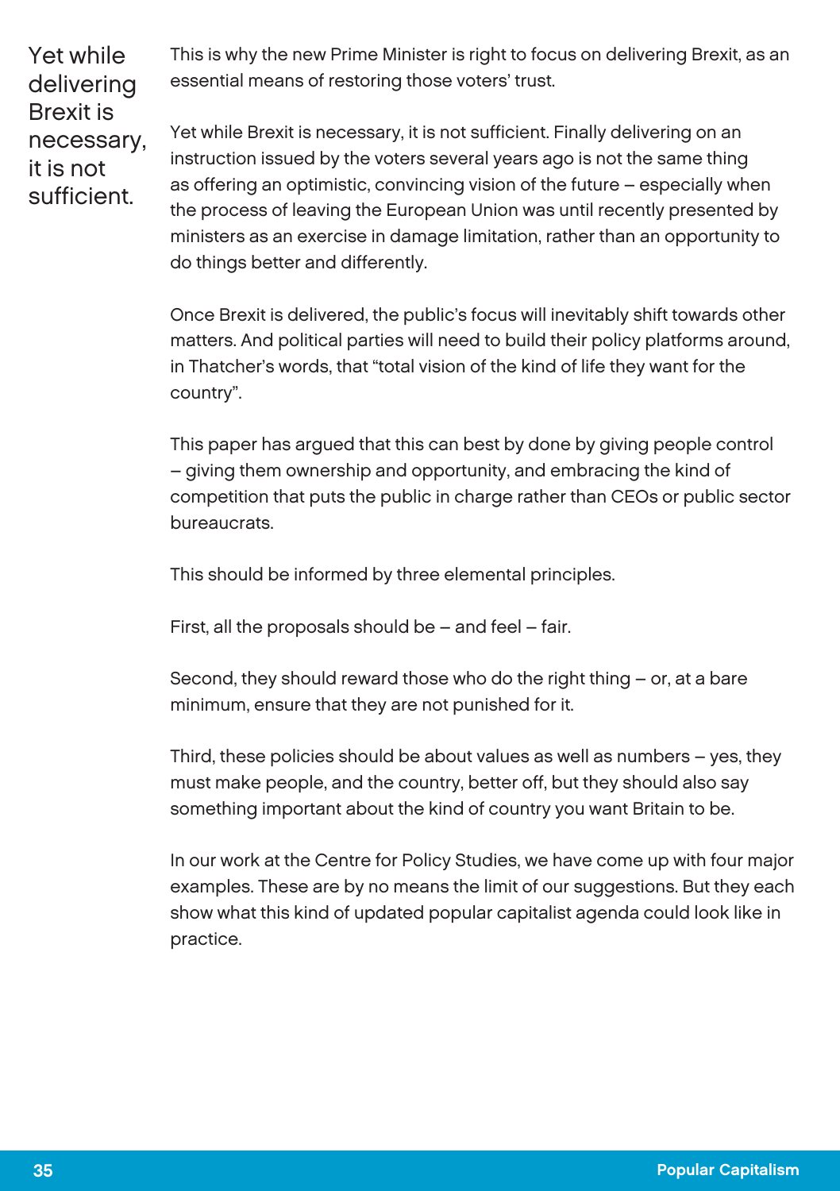> Yet while delivering Brexit is necessary, it is not sufficient.

This is why the new Prime Minister is right to focus on delivering Brexit, as an essential means of restoring those voters' trust.

Yet while Brexit is necessary, it is not sufficient. Finally delivering on an instruction issued by the voters several years ago is not the same thing as offering an optimistic, convincing vision of the future – especially when the process of leaving the European Union was until recently presented by ministers as an exercise in damage limitation, rather than an opportunity to do things better and differently.

Once Brexit is delivered, the public's focus will inevitably shift towards other matters. And political parties will need to build their policy platforms around, in Thatcher's words, that "total vision of the kind of life they want for the country".

This paper has argued that this can best by done by giving people control – giving them ownership and opportunity, and embracing the kind of competition that puts the public in charge rather than CEOs or public sector bureaucrats.

This should be informed by three elemental principles.

First, all the proposals should be – and feel – fair.

Second, they should reward those who do the right thing – or, at a bare minimum, ensure that they are not punished for it.

Third, these policies should be about values as well as numbers – yes, they must make people, and the country, better off, but they should also say something important about the kind of country you want Britain to be.

In our work at the Centre for Policy Studies, we have come up with four major examples. These are by no means the limit of our suggestions. But they each show what this kind of updated popular capitalist agenda could look like in practice.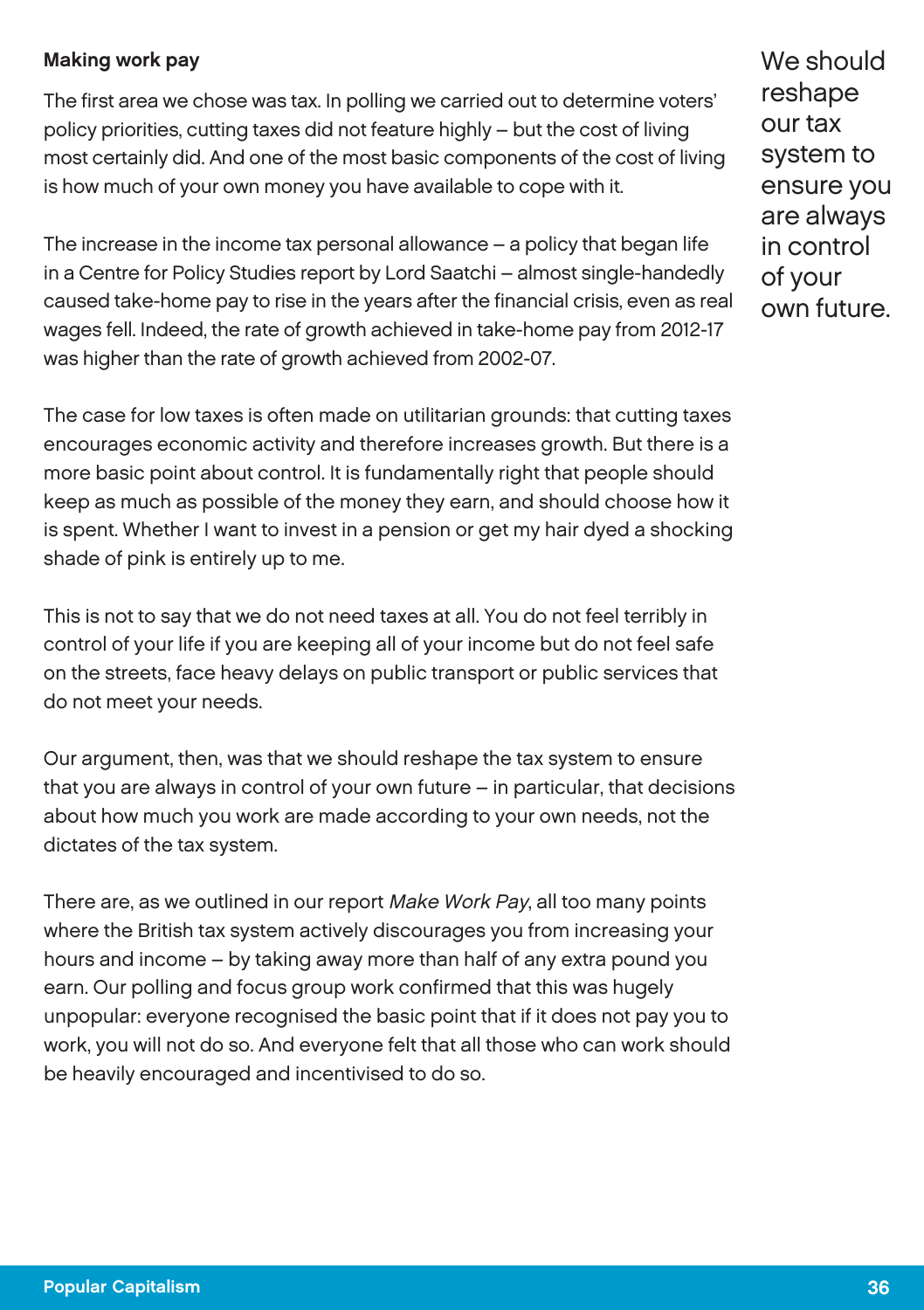## Making work pay

The first area we chose was tax. In polling we carried out to determine voters' policy priorities, cutting taxes did not feature highly – but the cost of living most certainly did. And one of the most basic components of the cost of living is how much of your own money you have available to cope with it.

The increase in the income tax personal allowance – a policy that began life in a Centre for Policy Studies report by Lord Saatchi – almost single-handedly caused take-home pay to rise in the years after the financial crisis, even as real wages fell. Indeed, the rate of growth achieved in take-home pay from 2012-17 was higher than the rate of growth achieved from 2002-07.

The case for low taxes is often made on utilitarian grounds: that cutting taxes encourages economic activity and therefore increases growth. But there is a more basic point about control. It is fundamentally right that people should keep as much as possible of the money they earn, and should choose how it is spent. Whether I want to invest in a pension or get my hair dyed a shocking shade of pink is entirely up to me.

This is not to say that we do not need taxes at all. You do not feel terribly in control of your life if you are keeping all of your income but do not feel safe on the streets, face heavy delays on public transport or public services that do not meet your needs.

Our argument, then, was that we should reshape the tax system to ensure that you are always in control of your own future – in particular, that decisions about how much you work are made according to your own needs, not the dictates of the tax system.

There are, as we outlined in our report *Make Work Pay*, all too many points where the British tax system actively discourages you from increasing your hours and income – by taking away more than half of any extra pound you earn. Our polling and focus group work confirmed that this was hugely unpopular: everyone recognised the basic point that if it does not pay you to work, you will not do so. And everyone felt that all those who can work should be heavily encouraged and incentivised to do so.

> We should reshape our tax system to ensure you are always in control of your own future.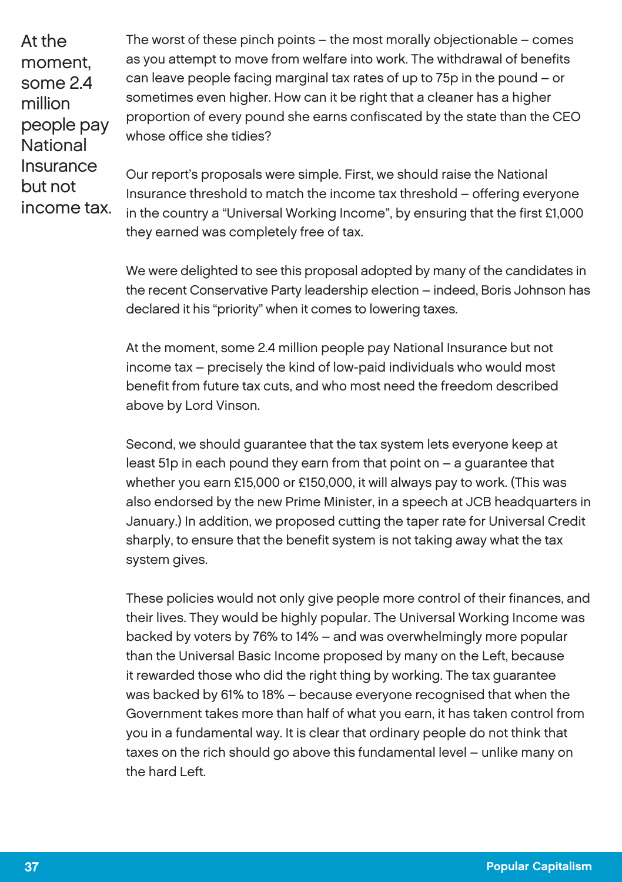> At the moment, some 2.4 million people pay National Insurance but not income tax.

The worst of these pinch points – the most morally objectionable – comes as you attempt to move from welfare into work. The withdrawal of benefits can leave people facing marginal tax rates of up to 75p in the pound – or sometimes even higher. How can it be right that a cleaner has a higher proportion of every pound she earns confiscated by the state than the CEO whose office she tidies?

Our report's proposals were simple. First, we should raise the National Insurance threshold to match the income tax threshold – offering everyone in the country a "Universal Working Income", by ensuring that the first £1,000 they earned was completely free of tax.

We were delighted to see this proposal adopted by many of the candidates in the recent Conservative Party leadership election – indeed, Boris Johnson has declared it his "priority" when it comes to lowering taxes.

At the moment, some 2.4 million people pay National Insurance but not income tax – precisely the kind of low-paid individuals who would most benefit from future tax cuts, and who most need the freedom described above by Lord Vinson.

Second, we should guarantee that the tax system lets everyone keep at least 51p in each pound they earn from that point on – a guarantee that whether you earn £15,000 or £150,000, it will always pay to work. (This was also endorsed by the new Prime Minister, in a speech at JCB headquarters in January.) In addition, we proposed cutting the taper rate for Universal Credit sharply, to ensure that the benefit system is not taking away what the tax system gives.

These policies would not only give people more control of their finances, and their lives. They would be highly popular. The Universal Working Income was backed by voters by 76% to 14% – and was overwhelmingly more popular than the Universal Basic Income proposed by many on the Left, because it rewarded those who did the right thing by working. The tax guarantee was backed by 61% to 18% – because everyone recognised that when the Government takes more than half of what you earn, it has taken control from you in a fundamental way. It is clear that ordinary people do not think that taxes on the rich should go above this fundamental level – unlike many on the hard Left.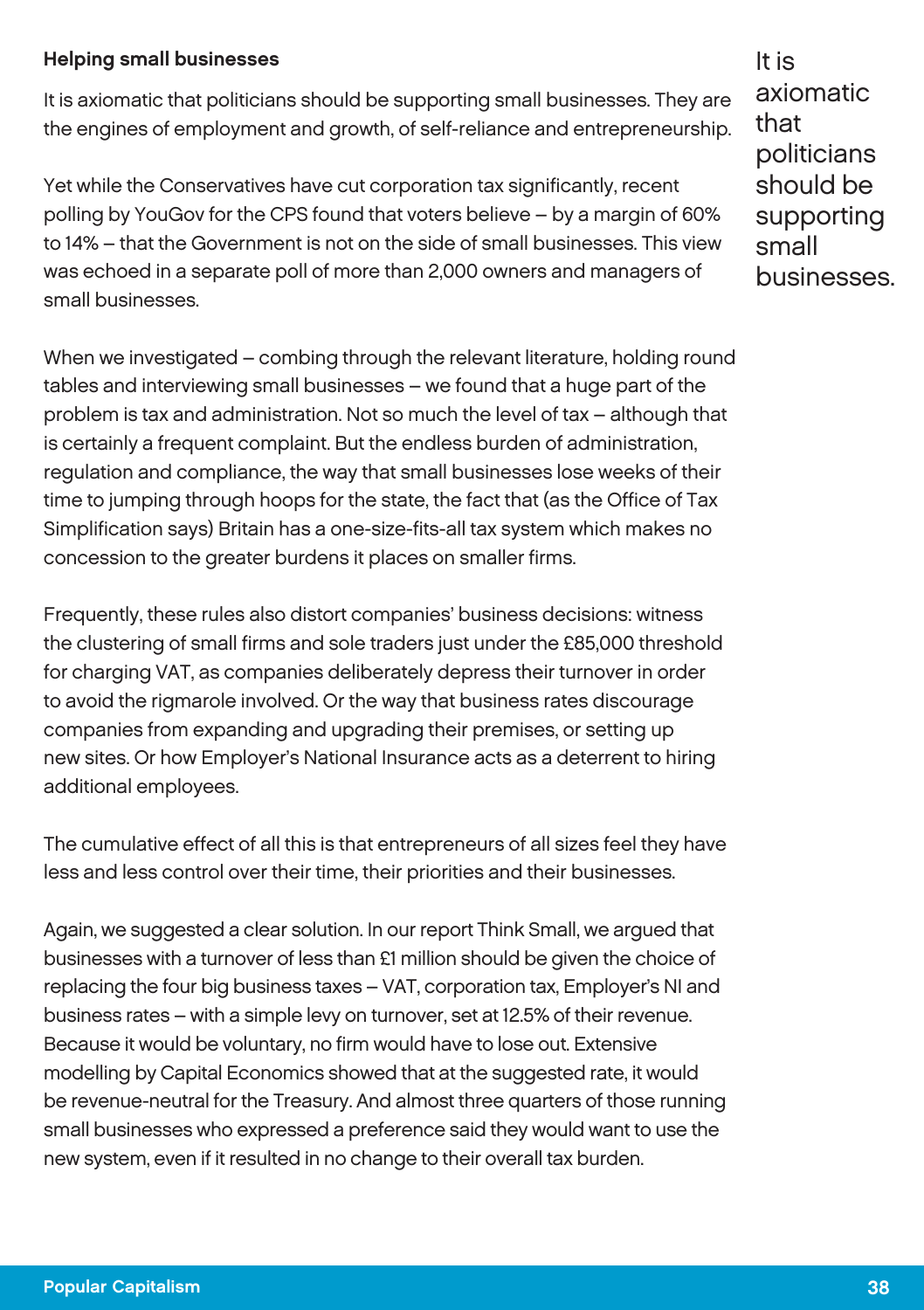## Helping small businesses

It is axiomatic that politicians should be supporting small businesses. They are the engines of employment and growth, of self-reliance and entrepreneurship.

Yet while the Conservatives have cut corporation tax significantly, recent polling by YouGov for the CPS found that voters believe – by a margin of 60% to 14% – that the Government is not on the side of small businesses. This view was echoed in a separate poll of more than 2,000 owners and managers of small businesses.

When we investigated – combing through the relevant literature, holding round tables and interviewing small businesses – we found that a huge part of the problem is tax and administration. Not so much the level of tax – although that is certainly a frequent complaint. But the endless burden of administration, regulation and compliance, the way that small businesses lose weeks of their time to jumping through hoops for the state, the fact that (as the Office of Tax Simplification says) Britain has a one-size-fits-all tax system which makes no concession to the greater burdens it places on smaller firms.

Frequently, these rules also distort companies' business decisions: witness the clustering of small firms and sole traders just under the £85,000 threshold for charging VAT, as companies deliberately depress their turnover in order to avoid the rigmarole involved. Or the way that business rates discourage companies from expanding and upgrading their premises, or setting up new sites. Or how Employer's National Insurance acts as a deterrent to hiring additional employees.

The cumulative effect of all this is that entrepreneurs of all sizes feel they have less and less control over their time, their priorities and their businesses.

Again, we suggested a clear solution. In our report Think Small, we argued that businesses with a turnover of less than £1 million should be given the choice of replacing the four big business taxes – VAT, corporation tax, Employer's NI and business rates – with a simple levy on turnover, set at 12.5% of their revenue. Because it would be voluntary, no firm would have to lose out. Extensive modelling by Capital Economics showed that at the suggested rate, it would be revenue-neutral for the Treasury. And almost three quarters of those running small businesses who expressed a preference said they would want to use the new system, even if it resulted in no change to their overall tax burden.

> It is axiomatic that politicians should be supporting small businesses.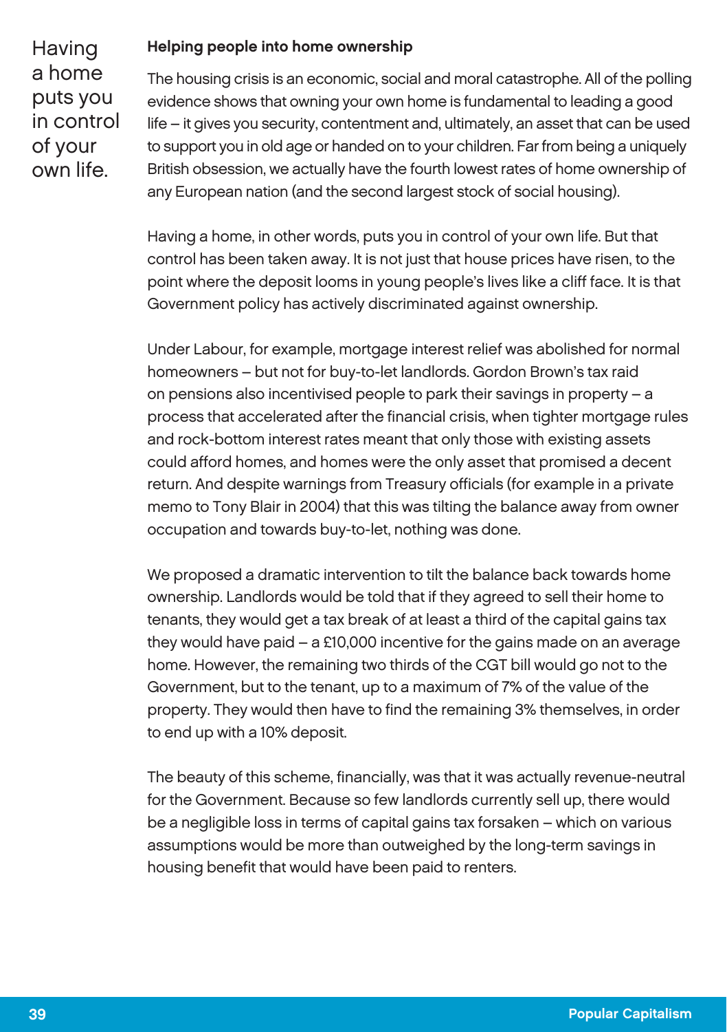Having a home puts you in control of your own life.

### Helping people into home ownership

The housing crisis is an economic, social and moral catastrophe. All of the polling evidence shows that owning your own home is fundamental to leading a good life – it gives you security, contentment and, ultimately, an asset that can be used to support you in old age or handed on to your children. Far from being a uniquely British obsession, we actually have the fourth lowest rates of home ownership of any European nation (and the second largest stock of social housing).

Having a home, in other words, puts you in control of your own life. But that control has been taken away. It is not just that house prices have risen, to the point where the deposit looms in young people's lives like a cliff face. It is that Government policy has actively discriminated against ownership.

Under Labour, for example, mortgage interest relief was abolished for normal homeowners – but not for buy-to-let landlords. Gordon Brown's tax raid on pensions also incentivised people to park their savings in property – a process that accelerated after the financial crisis, when tighter mortgage rules and rock-bottom interest rates meant that only those with existing assets could afford homes, and homes were the only asset that promised a decent return. And despite warnings from Treasury officials (for example in a private memo to Tony Blair in 2004) that this was tilting the balance away from owner occupation and towards buy-to-let, nothing was done.

We proposed a dramatic intervention to tilt the balance back towards home ownership. Landlords would be told that if they agreed to sell their home to tenants, they would get a tax break of at least a third of the capital gains tax they would have paid – a £10,000 incentive for the gains made on an average home. However, the remaining two thirds of the CGT bill would go not to the Government, but to the tenant, up to a maximum of 7% of the value of the property. They would then have to find the remaining 3% themselves, in order to end up with a 10% deposit.

The beauty of this scheme, financially, was that it was actually revenue-neutral for the Government. Because so few landlords currently sell up, there would be a negligible loss in terms of capital gains tax forsaken – which on various assumptions would be more than outweighed by the long-term savings in housing benefit that would have been paid to renters.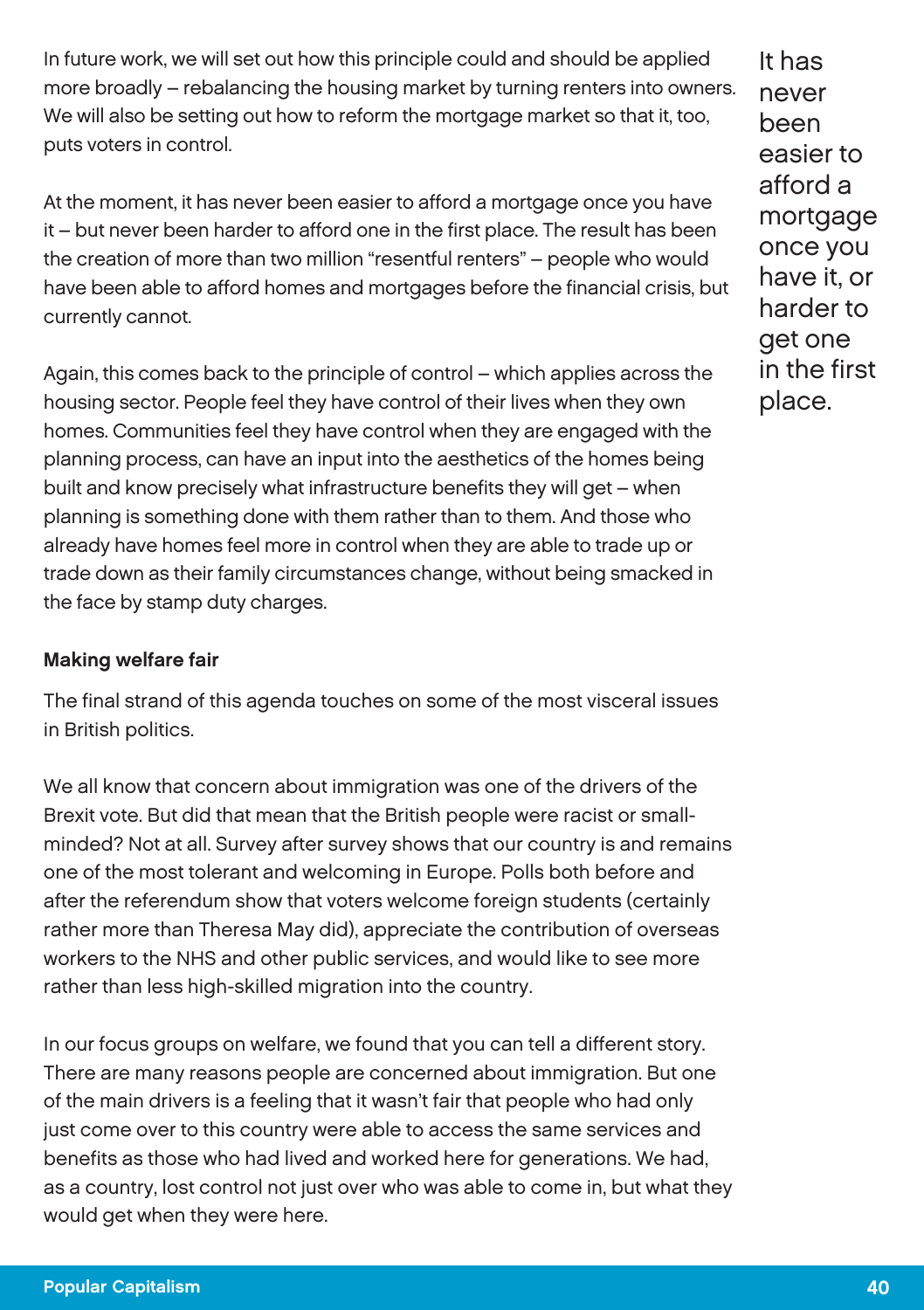In future work, we will set out how this principle could and should be applied more broadly – rebalancing the housing market by turning renters into owners. We will also be setting out how to reform the mortgage market so that it, too, puts voters in control.

At the moment, it has never been easier to afford a mortgage once you have it – but never been harder to afford one in the first place. The result has been the creation of more than two million "resentful renters" – people who would have been able to afford homes and mortgages before the financial crisis, but currently cannot.

> It has never been easier to afford a mortgage once you have it, or harder to get one in the first place.

Again, this comes back to the principle of control – which applies across the housing sector. People feel they have control of their lives when they own homes. Communities feel they have control when they are engaged with the planning process, can have an input into the aesthetics of the homes being built and know precisely what infrastructure benefits they will get – when planning is something done with them rather than to them. And those who already have homes feel more in control when they are able to trade up or trade down as their family circumstances change, without being smacked in the face by stamp duty charges.

**Making welfare fair**

The final strand of this agenda touches on some of the most visceral issues in British politics.

We all know that concern about immigration was one of the drivers of the Brexit vote. But did that mean that the British people were racist or small-minded? Not at all. Survey after survey shows that our country is and remains one of the most tolerant and welcoming in Europe. Polls both before and after the referendum show that voters welcome foreign students (certainly rather more than Theresa May did), appreciate the contribution of overseas workers to the NHS and other public services, and would like to see more rather than less high-skilled migration into the country.

In our focus groups on welfare, we found that you can tell a different story. There are many reasons people are concerned about immigration. But one of the main drivers is a feeling that it wasn't fair that people who had only just come over to this country were able to access the same services and benefits as those who had lived and worked here for generations. We had, as a country, lost control not just over who was able to come in, but what they would get when they were here.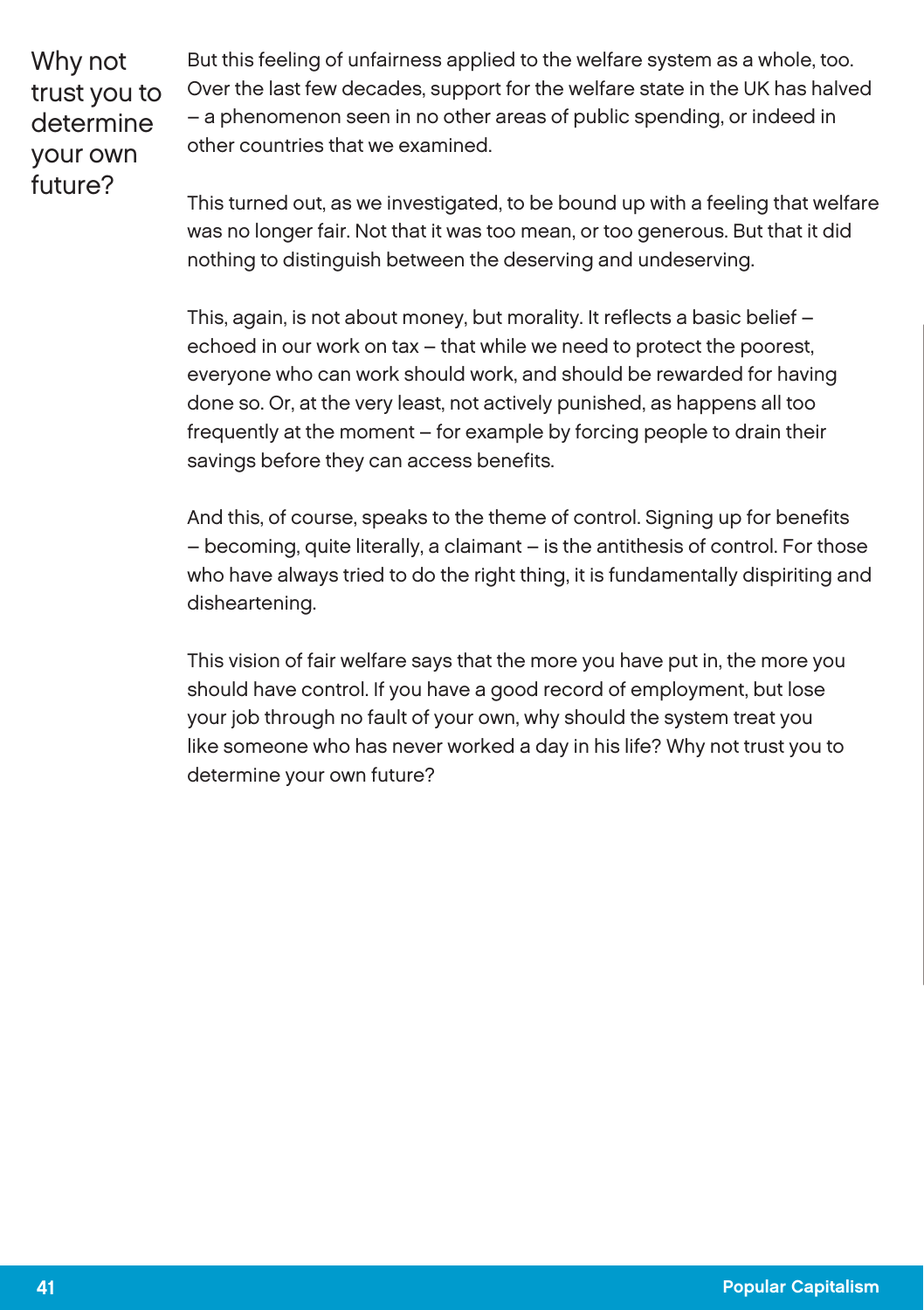## Why not trust you to determine your own future?

But this feeling of unfairness applied to the welfare system as a whole, too. Over the last few decades, support for the welfare state in the UK has halved – a phenomenon seen in no other areas of public spending, or indeed in other countries that we examined.

This turned out, as we investigated, to be bound up with a feeling that welfare was no longer fair. Not that it was too mean, or too generous. But that it did nothing to distinguish between the deserving and undeserving.

This, again, is not about money, but morality. It reflects a basic belief – echoed in our work on tax – that while we need to protect the poorest, everyone who can work should work, and should be rewarded for having done so. Or, at the very least, not actively punished, as happens all too frequently at the moment – for example by forcing people to drain their savings before they can access benefits.

And this, of course, speaks to the theme of control. Signing up for benefits – becoming, quite literally, a claimant – is the antithesis of control. For those who have always tried to do the right thing, it is fundamentally dispiriting and disheartening.

This vision of fair welfare says that the more you have put in, the more you should have control. If you have a good record of employment, but lose your job through no fault of your own, why should the system treat you like someone who has never worked a day in his life? Why not trust you to determine your own future?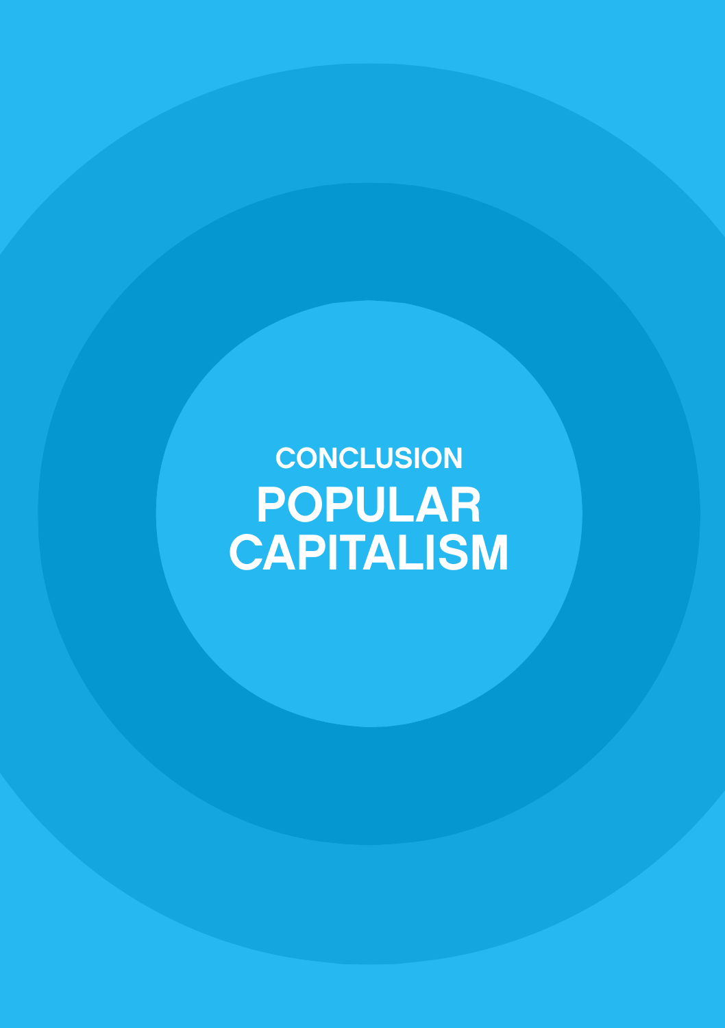## CONCLUSION

# POPULAR CAPITALISM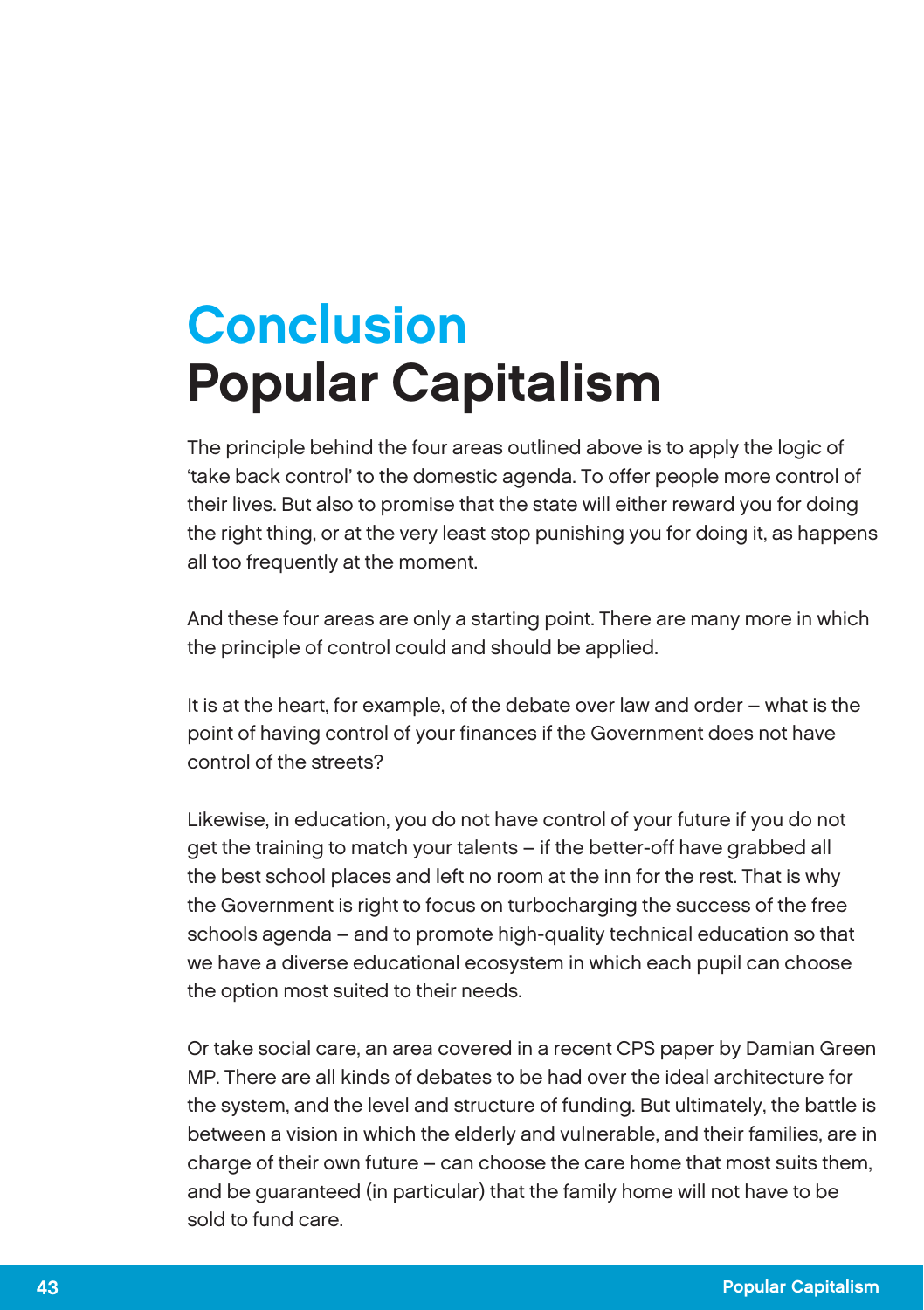# Conclusion
# Popular Capitalism

The principle behind the four areas outlined above is to apply the logic of 'take back control' to the domestic agenda. To offer people more control of their lives. But also to promise that the state will either reward you for doing the right thing, or at the very least stop punishing you for doing it, as happens all too frequently at the moment.

And these four areas are only a starting point. There are many more in which the principle of control could and should be applied.

It is at the heart, for example, of the debate over law and order – what is the point of having control of your finances if the Government does not have control of the streets?

Likewise, in education, you do not have control of your future if you do not get the training to match your talents – if the better-off have grabbed all the best school places and left no room at the inn for the rest. That is why the Government is right to focus on turbocharging the success of the free schools agenda – and to promote high-quality technical education so that we have a diverse educational ecosystem in which each pupil can choose the option most suited to their needs.

Or take social care, an area covered in a recent CPS paper by Damian Green MP. There are all kinds of debates to be had over the ideal architecture for the system, and the level and structure of funding. But ultimately, the battle is between a vision in which the elderly and vulnerable, and their families, are in charge of their own future – can choose the care home that most suits them, and be guaranteed (in particular) that the family home will not have to be sold to fund care.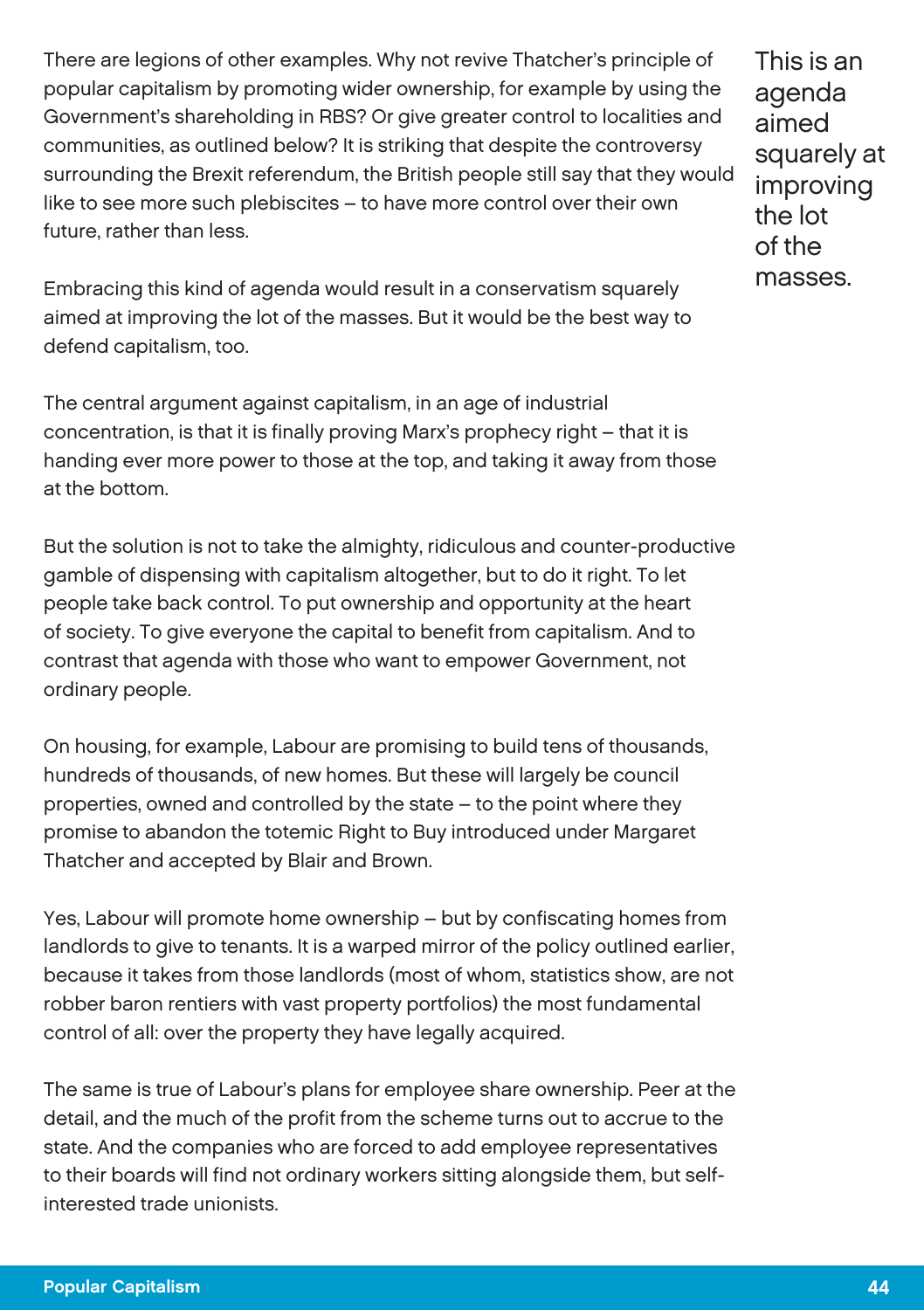There are legions of other examples. Why not revive Thatcher's principle of popular capitalism by promoting wider ownership, for example by using the Government's shareholding in RBS? Or give greater control to localities and communities, as outlined below? It is striking that despite the controversy surrounding the Brexit referendum, the British people still say that they would like to see more such plebiscites – to have more control over their own future, rather than less.

> This is an agenda aimed squarely at improving the lot of the masses.

Embracing this kind of agenda would result in a conservatism squarely aimed at improving the lot of the masses. But it would be the best way to defend capitalism, too.

The central argument against capitalism, in an age of industrial concentration, is that it is finally proving Marx's prophecy right – that it is handing ever more power to those at the top, and taking it away from those at the bottom.

But the solution is not to take the almighty, ridiculous and counter-productive gamble of dispensing with capitalism altogether, but to do it right. To let people take back control. To put ownership and opportunity at the heart of society. To give everyone the capital to benefit from capitalism. And to contrast that agenda with those who want to empower Government, not ordinary people.

On housing, for example, Labour are promising to build tens of thousands, hundreds of thousands, of new homes. But these will largely be council properties, owned and controlled by the state – to the point where they promise to abandon the totemic Right to Buy introduced under Margaret Thatcher and accepted by Blair and Brown.

Yes, Labour will promote home ownership – but by confiscating homes from landlords to give to tenants. It is a warped mirror of the policy outlined earlier, because it takes from those landlords (most of whom, statistics show, are not robber baron rentiers with vast property portfolios) the most fundamental control of all: over the property they have legally acquired.

The same is true of Labour's plans for employee share ownership. Peer at the detail, and the much of the profit from the scheme turns out to accrue to the state. And the companies who are forced to add employee representatives to their boards will find not ordinary workers sitting alongside them, but self-interested trade unionists.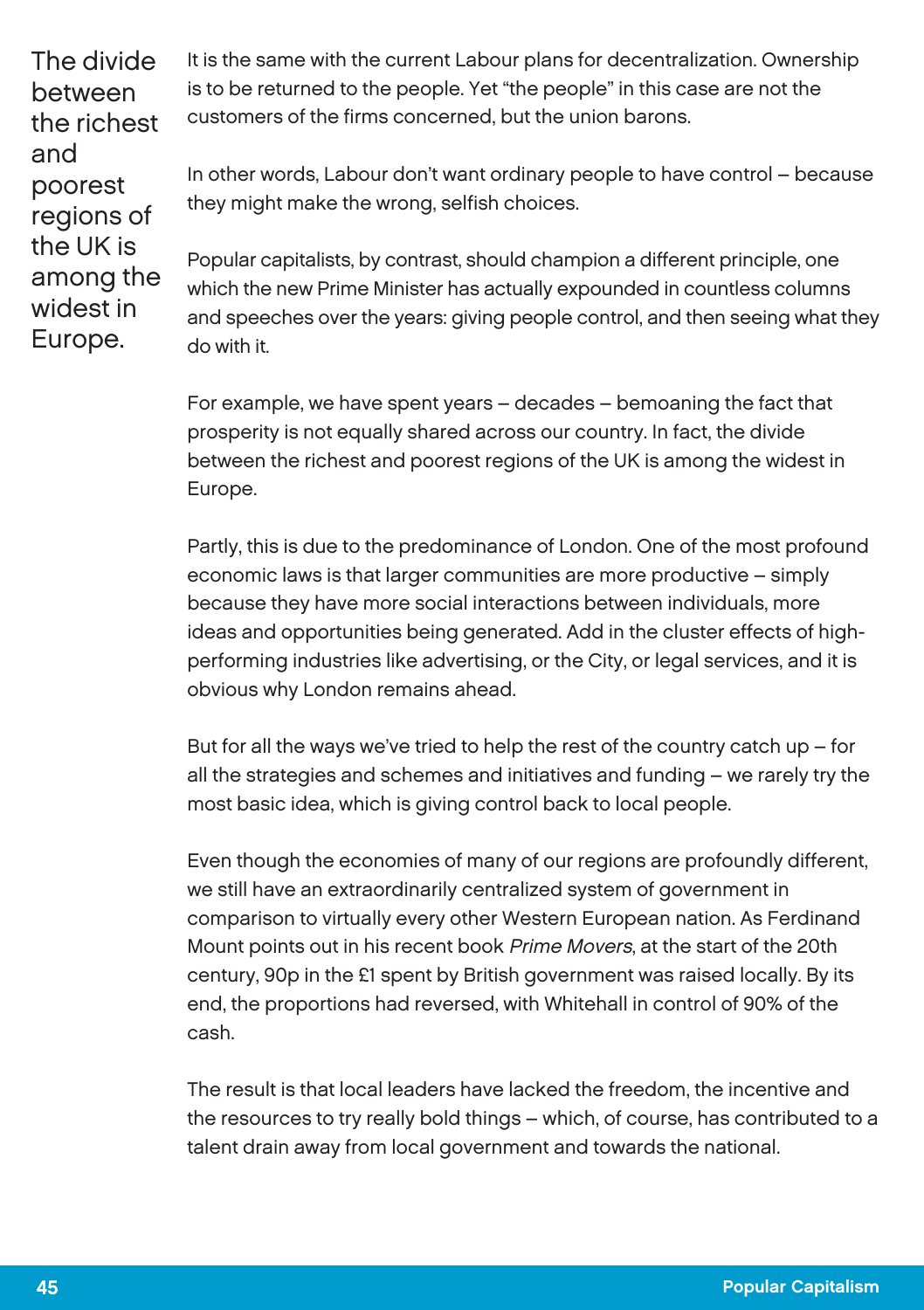> The divide between the richest and poorest regions of the UK is among the widest in Europe.

It is the same with the current Labour plans for decentralization. Ownership is to be returned to the people. Yet "the people" in this case are not the customers of the firms concerned, but the union barons.

In other words, Labour don't want ordinary people to have control – because they might make the wrong, selfish choices.

Popular capitalists, by contrast, should champion a different principle, one which the new Prime Minister has actually expounded in countless columns and speeches over the years: giving people control, and then seeing what they do with it.

For example, we have spent years – decades – bemoaning the fact that prosperity is not equally shared across our country. In fact, the divide between the richest and poorest regions of the UK is among the widest in Europe.

Partly, this is due to the predominance of London. One of the most profound economic laws is that larger communities are more productive – simply because they have more social interactions between individuals, more ideas and opportunities being generated. Add in the cluster effects of high-performing industries like advertising, or the City, or legal services, and it is obvious why London remains ahead.

But for all the ways we've tried to help the rest of the country catch up – for all the strategies and schemes and initiatives and funding – we rarely try the most basic idea, which is giving control back to local people.

Even though the economies of many of our regions are profoundly different, we still have an extraordinarily centralized system of government in comparison to virtually every other Western European nation. As Ferdinand Mount points out in his recent book *Prime Movers*, at the start of the 20th century, 90p in the £1 spent by British government was raised locally. By its end, the proportions had reversed, with Whitehall in control of 90% of the cash.

The result is that local leaders have lacked the freedom, the incentive and the resources to try really bold things – which, of course, has contributed to a talent drain away from local government and towards the national.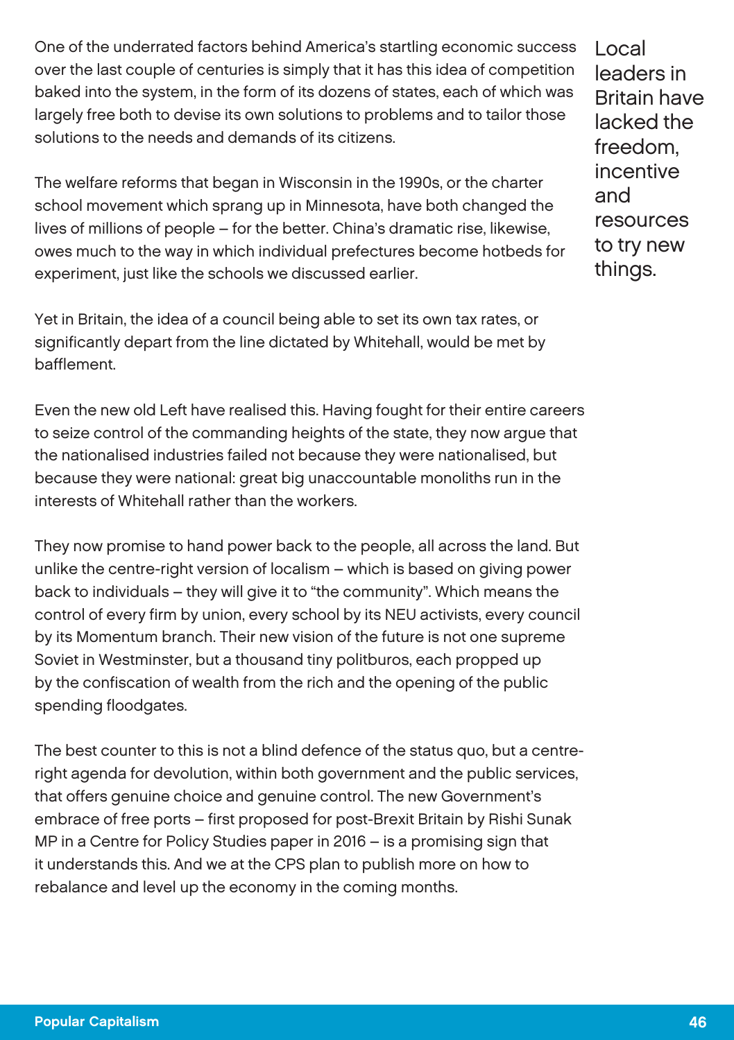One of the underrated factors behind America's startling economic success over the last couple of centuries is simply that it has this idea of competition baked into the system, in the form of its dozens of states, each of which was largely free both to devise its own solutions to problems and to tailor those solutions to the needs and demands of its citizens.

The welfare reforms that began in Wisconsin in the 1990s, or the charter school movement which sprang up in Minnesota, have both changed the lives of millions of people – for the better. China's dramatic rise, likewise, owes much to the way in which individual prefectures become hotbeds for experiment, just like the schools we discussed earlier.

> Local leaders in Britain have lacked the freedom, incentive and resources to try new things.

Yet in Britain, the idea of a council being able to set its own tax rates, or significantly depart from the line dictated by Whitehall, would be met by bafflement.

Even the new old Left have realised this. Having fought for their entire careers to seize control of the commanding heights of the state, they now argue that the nationalised industries failed not because they were nationalised, but because they were national: great big unaccountable monoliths run in the interests of Whitehall rather than the workers.

They now promise to hand power back to the people, all across the land. But unlike the centre-right version of localism – which is based on giving power back to individuals – they will give it to "the community". Which means the control of every firm by union, every school by its NEU activists, every council by its Momentum branch. Their new vision of the future is not one supreme Soviet in Westminster, but a thousand tiny politburos, each propped up by the confiscation of wealth from the rich and the opening of the public spending floodgates.

The best counter to this is not a blind defence of the status quo, but a centre-right agenda for devolution, within both government and the public services, that offers genuine choice and genuine control. The new Government's embrace of free ports – first proposed for post-Brexit Britain by Rishi Sunak MP in a Centre for Policy Studies paper in 2016 – is a promising sign that it understands this. And we at the CPS plan to publish more on how to rebalance and level up the economy in the coming months.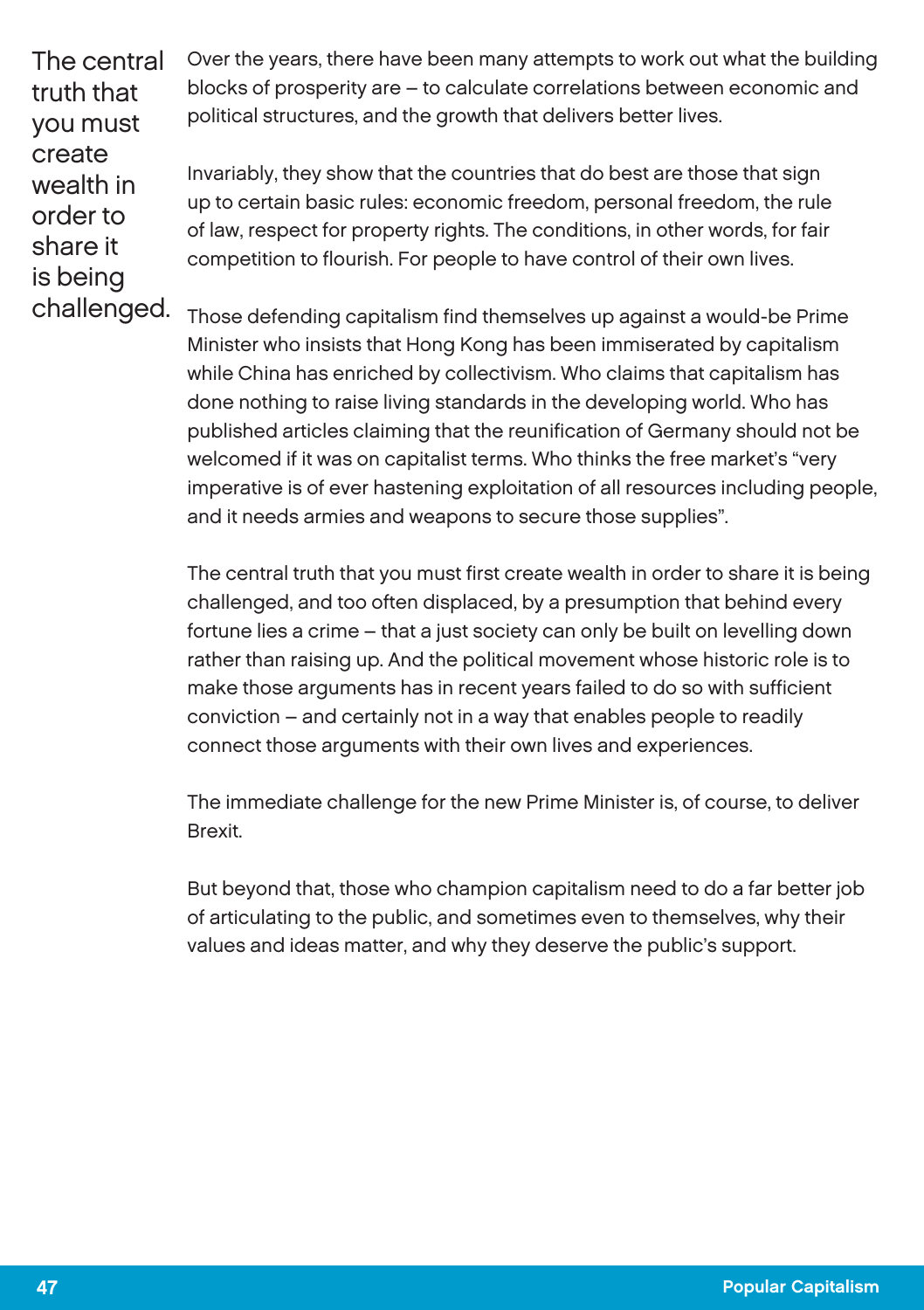> The central truth that you must create wealth in order to share it is being challenged.

Over the years, there have been many attempts to work out what the building blocks of prosperity are – to calculate correlations between economic and political structures, and the growth that delivers better lives.

Invariably, they show that the countries that do best are those that sign up to certain basic rules: economic freedom, personal freedom, the rule of law, respect for property rights. The conditions, in other words, for fair competition to flourish. For people to have control of their own lives.

Those defending capitalism find themselves up against a would-be Prime Minister who insists that Hong Kong has been immiserated by capitalism while China has enriched by collectivism. Who claims that capitalism has done nothing to raise living standards in the developing world. Who has published articles claiming that the reunification of Germany should not be welcomed if it was on capitalist terms. Who thinks the free market's "very imperative is of ever hastening exploitation of all resources including people, and it needs armies and weapons to secure those supplies".

The central truth that you must first create wealth in order to share it is being challenged, and too often displaced, by a presumption that behind every fortune lies a crime – that a just society can only be built on levelling down rather than raising up. And the political movement whose historic role is to make those arguments has in recent years failed to do so with sufficient conviction – and certainly not in a way that enables people to readily connect those arguments with their own lives and experiences.

The immediate challenge for the new Prime Minister is, of course, to deliver Brexit.

But beyond that, those who champion capitalism need to do a far better job of articulating to the public, and sometimes even to themselves, why their values and ideas matter, and why they deserve the public's support.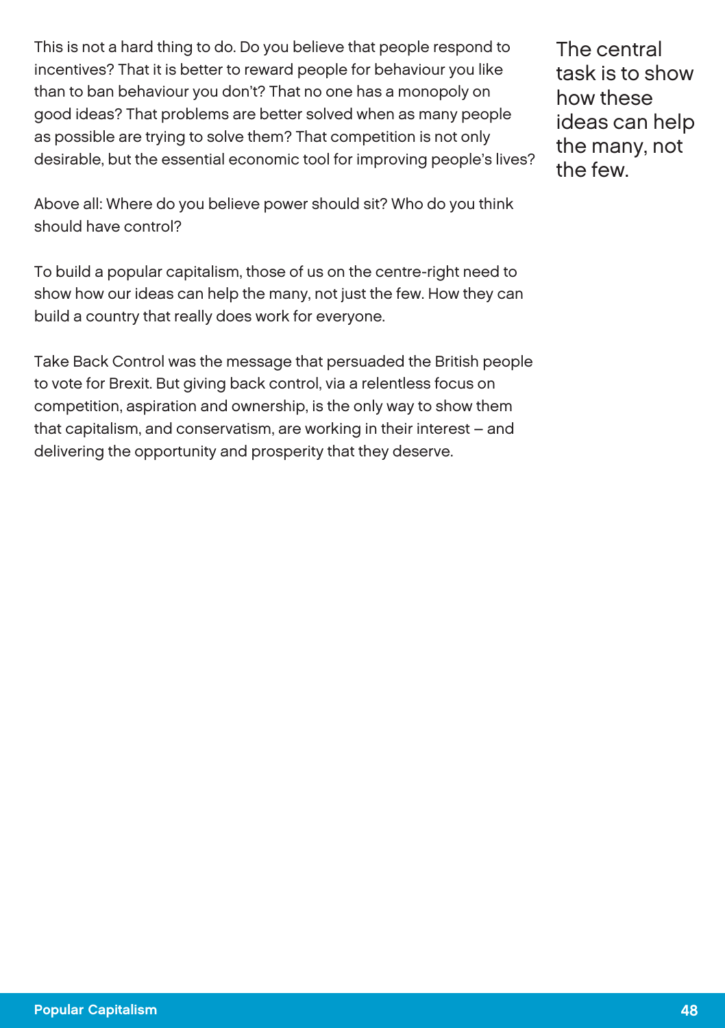This is not a hard thing to do. Do you believe that people respond to incentives? That it is better to reward people for behaviour you like than to ban behaviour you don't? That no one has a monopoly on good ideas? That problems are better solved when as many people as possible are trying to solve them? That competition is not only desirable, but the essential economic tool for improving people's lives?

> The central task is to show how these ideas can help the many, not the few.

Above all: Where do you believe power should sit? Who do you think should have control?

To build a popular capitalism, those of us on the centre-right need to show how our ideas can help the many, not just the few. How they can build a country that really does work for everyone.

Take Back Control was the message that persuaded the British people to vote for Brexit. But giving back control, via a relentless focus on competition, aspiration and ownership, is the only way to show them that capitalism, and conservatism, are working in their interest – and delivering the opportunity and prosperity that they deserve.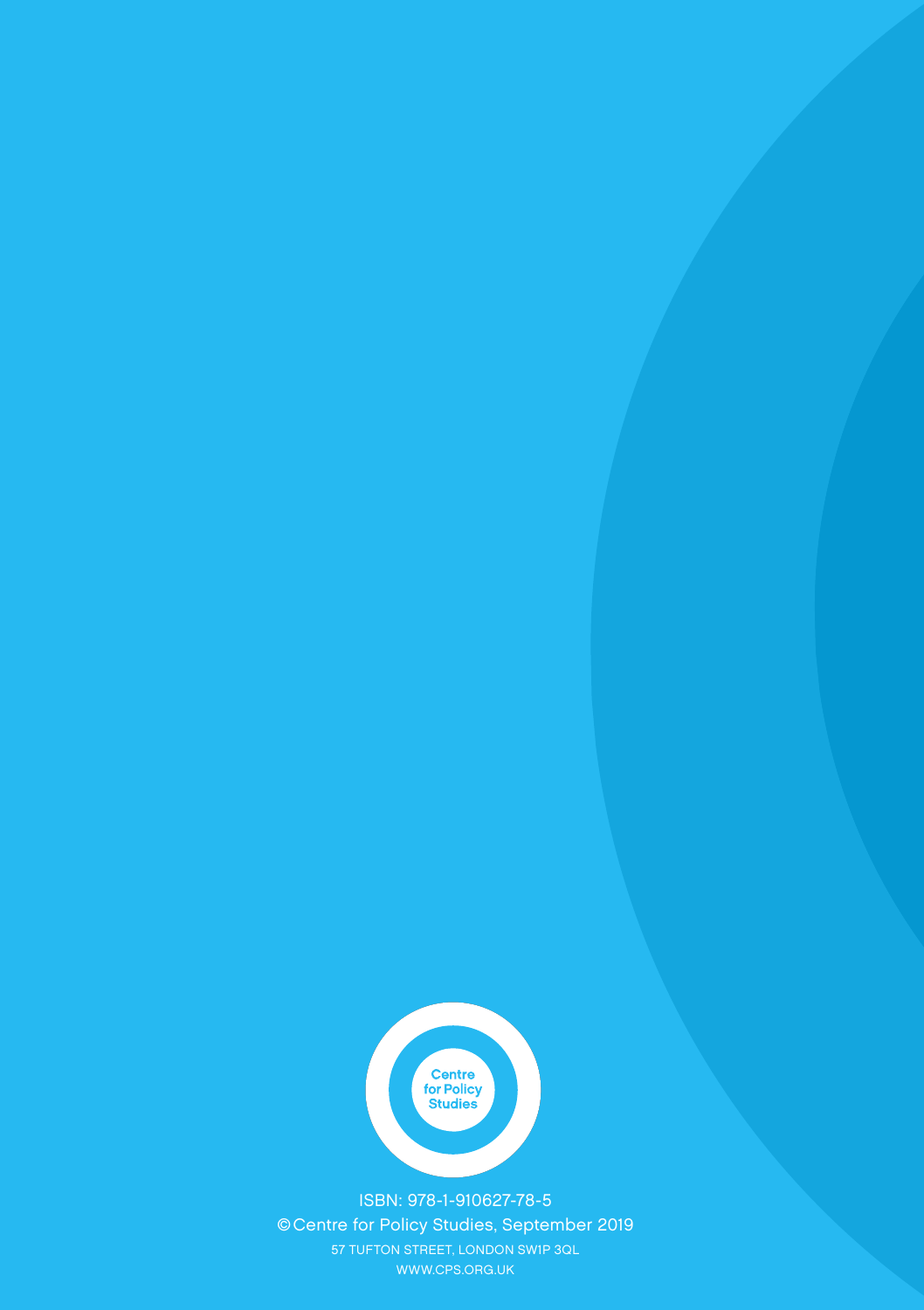Centre for Policy Studies

ISBN: 978-1-910627-78-5

© Centre for Policy Studies, September 2019

57 TUFTON STREET, LONDON SW1P 3QL

WWW.CPS.ORG.UK